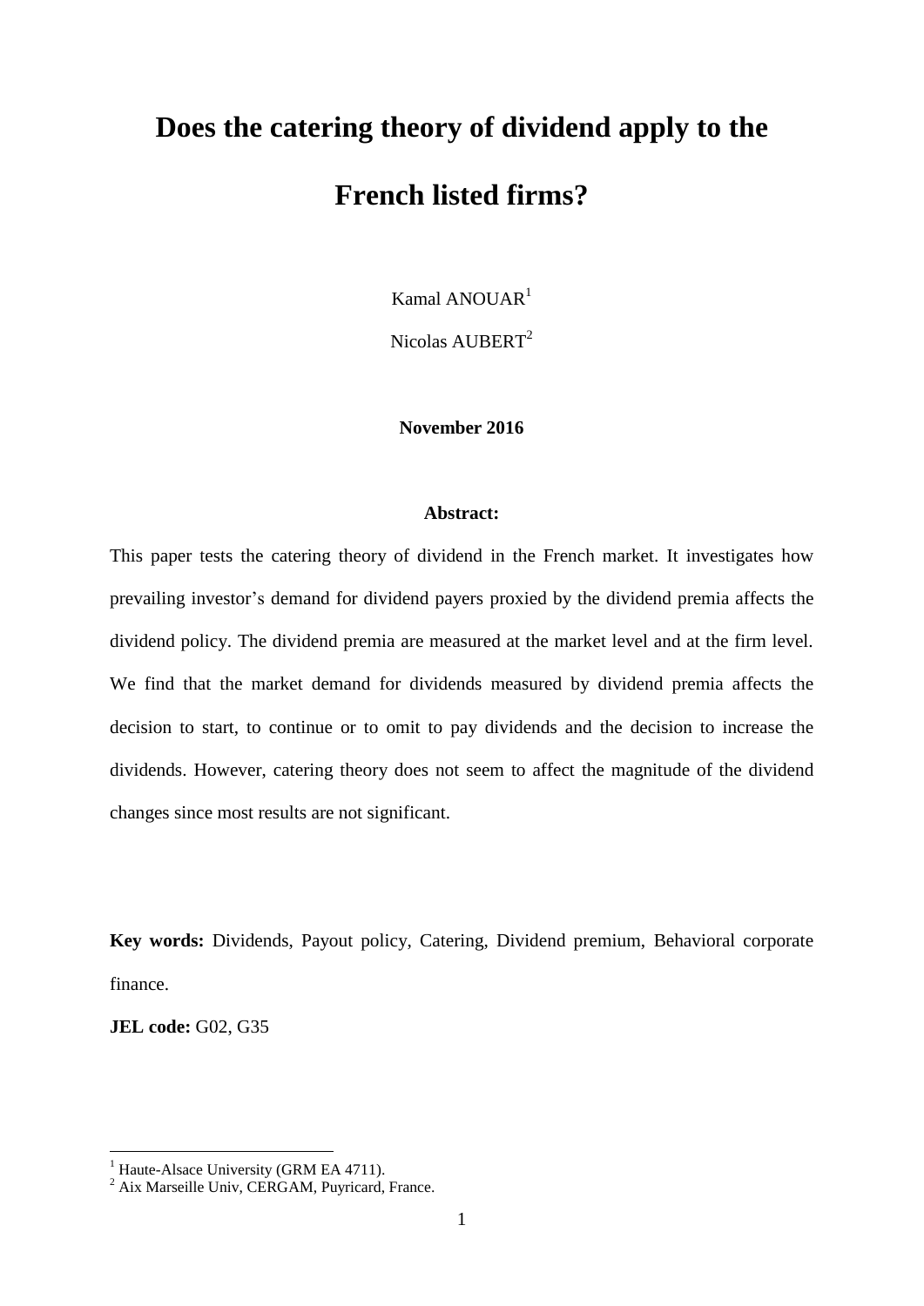# Does the catering theory of dividend apply to the French listed firms?

Kamal ANOUAR[1]

Nicolas AUBERT[2]

**November 2016**

**Abstract:**

This paper tests the catering theory of dividend in the French market. It investigates how prevailing investor's demand for dividend payers proxied by the dividend premia affects the dividend policy. The dividend premia are measured at the market level and at the firm level. We find that the market demand for dividends measured by dividend premia affects the decision to start, to continue or to omit to pay dividends and the decision to increase the dividends. However, catering theory does not seem to affect the magnitude of the dividend changes since most results are not significant.

**Key words:** Dividends, Payout policy, Catering, Dividend premium, Behavioral corporate finance.

**JEL code:** G02, G35

[1] Haute-Alsace University (GRM EA 4711).

[2] Aix Marseille Univ, CERGAM, Puyricard, France.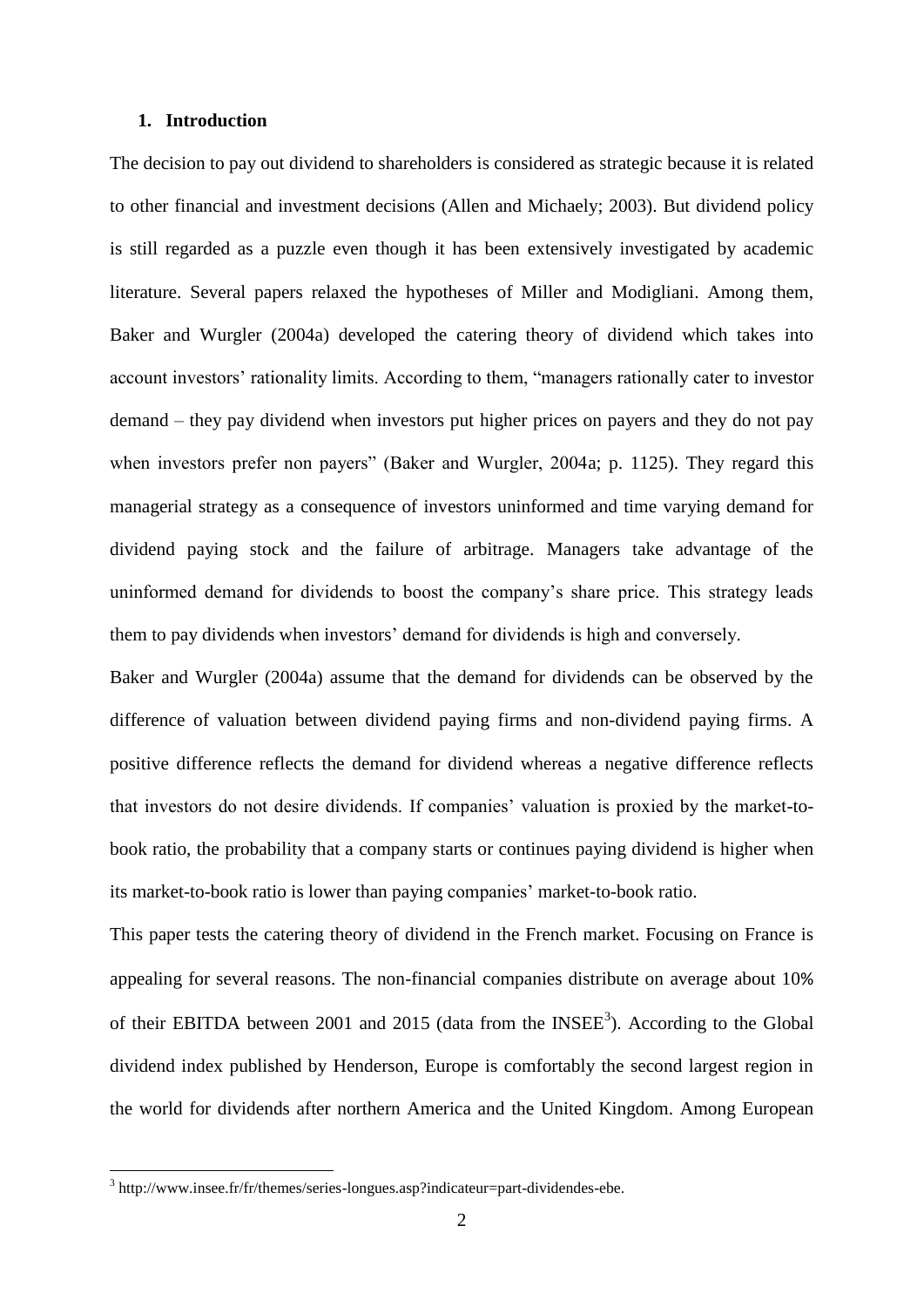## 1. Introduction

The decision to pay out dividend to shareholders is considered as strategic because it is related to other financial and investment decisions (Allen and Michaely; 2003). But dividend policy is still regarded as a puzzle even though it has been extensively investigated by academic literature. Several papers relaxed the hypotheses of Miller and Modigliani. Among them, Baker and Wurgler (2004a) developed the catering theory of dividend which takes into account investors' rationality limits. According to them, "managers rationally cater to investor demand – they pay dividend when investors put higher prices on payers and they do not pay when investors prefer non payers" (Baker and Wurgler, 2004a; p. 1125). They regard this managerial strategy as a consequence of investors uninformed and time varying demand for dividend paying stock and the failure of arbitrage. Managers take advantage of the uninformed demand for dividends to boost the company's share price. This strategy leads them to pay dividends when investors' demand for dividends is high and conversely.

Baker and Wurgler (2004a) assume that the demand for dividends can be observed by the difference of valuation between dividend paying firms and non-dividend paying firms. A positive difference reflects the demand for dividend whereas a negative difference reflects that investors do not desire dividends. If companies' valuation is proxied by the market-to-book ratio, the probability that a company starts or continues paying dividend is higher when its market-to-book ratio is lower than paying companies' market-to-book ratio.

This paper tests the catering theory of dividend in the French market. Focusing on France is appealing for several reasons. The non-financial companies distribute on average about 10% of their EBITDA between 2001 and 2015 (data from the INSEE[3]). According to the Global dividend index published by Henderson, Europe is comfortably the second largest region in the world for dividends after northern America and the United Kingdom. Among European

[3] http://www.insee.fr/fr/themes/series-longues.asp?indicateur=part-dividendes-ebe.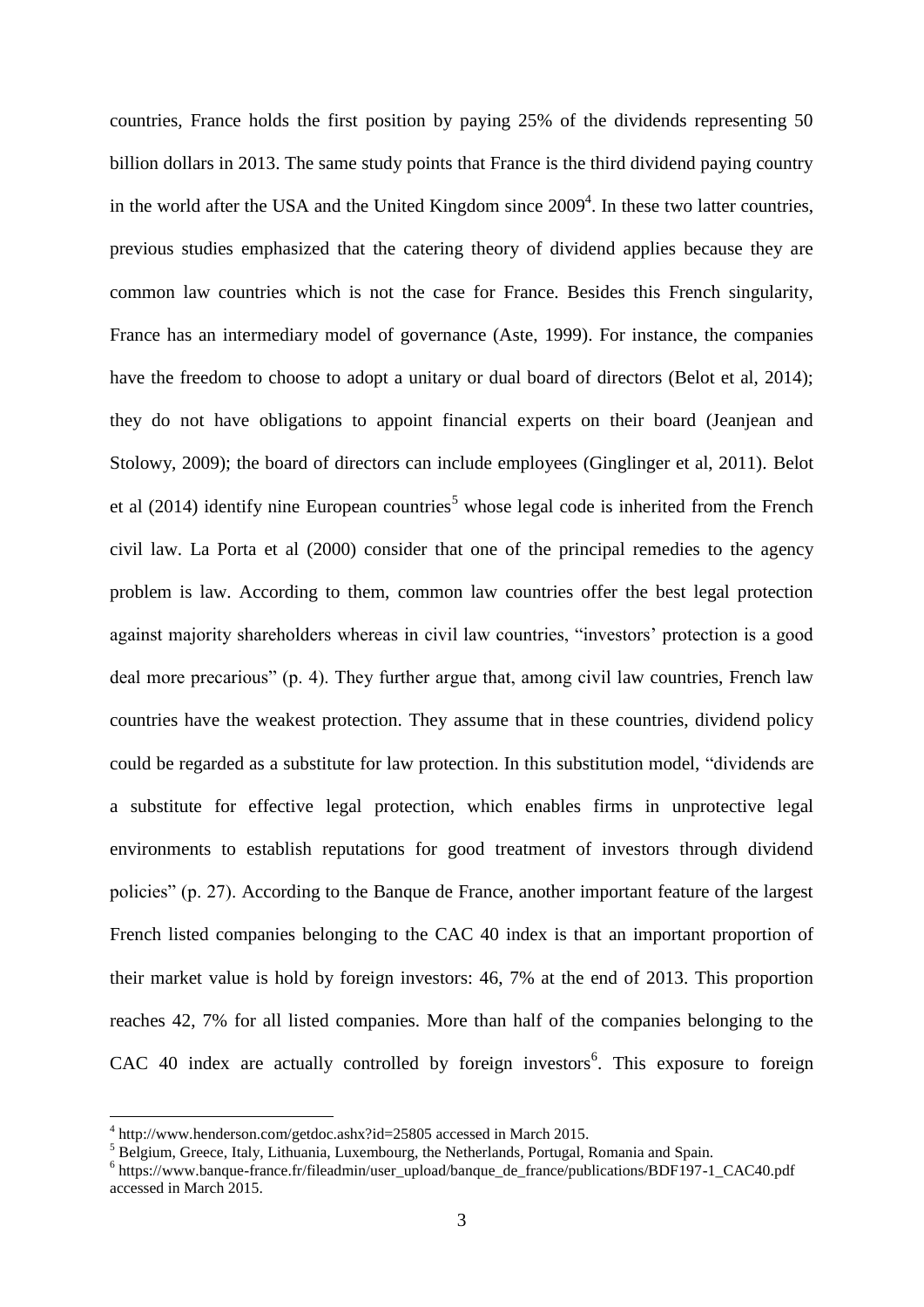countries, France holds the first position by paying 25% of the dividends representing 50 billion dollars in 2013. The same study points that France is the third dividend paying country in the world after the USA and the United Kingdom since 2009[4]. In these two latter countries, previous studies emphasized that the catering theory of dividend applies because they are common law countries which is not the case for France. Besides this French singularity, France has an intermediary model of governance (Aste, 1999). For instance, the companies have the freedom to choose to adopt a unitary or dual board of directors (Belot et al, 2014); they do not have obligations to appoint financial experts on their board (Jeanjean and Stolowy, 2009); the board of directors can include employees (Ginglinger et al, 2011). Belot et al (2014) identify nine European countries[5] whose legal code is inherited from the French civil law. La Porta et al (2000) consider that one of the principal remedies to the agency problem is law. According to them, common law countries offer the best legal protection against majority shareholders whereas in civil law countries, "investors' protection is a good deal more precarious" (p. 4). They further argue that, among civil law countries, French law countries have the weakest protection. They assume that in these countries, dividend policy could be regarded as a substitute for law protection. In this substitution model, "dividends are a substitute for effective legal protection, which enables firms in unprotective legal environments to establish reputations for good treatment of investors through dividend policies" (p. 27). According to the Banque de France, another important feature of the largest French listed companies belonging to the CAC 40 index is that an important proportion of their market value is hold by foreign investors: 46, 7% at the end of 2013. This proportion reaches 42, 7% for all listed companies. More than half of the companies belonging to the CAC 40 index are actually controlled by foreign investors[6]. This exposure to foreign

[4] http://www.henderson.com/getdoc.ashx?id=25805 accessed in March 2015.

[5] Belgium, Greece, Italy, Lithuania, Luxembourg, the Netherlands, Portugal, Romania and Spain.

[6] https://www.banque-france.fr/fileadmin/user_upload/banque_de_france/publications/BDF197-1_CAC40.pdf accessed in March 2015.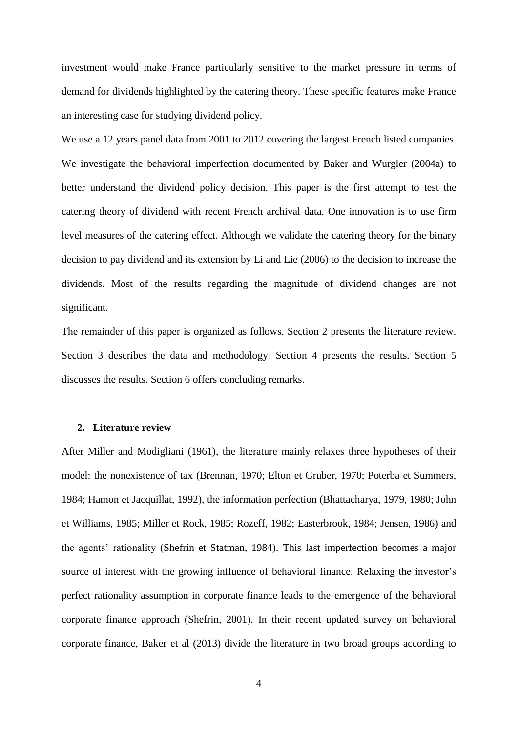investment would make France particularly sensitive to the market pressure in terms of demand for dividends highlighted by the catering theory. These specific features make France an interesting case for studying dividend policy.

We use a 12 years panel data from 2001 to 2012 covering the largest French listed companies. We investigate the behavioral imperfection documented by Baker and Wurgler (2004a) to better understand the dividend policy decision. This paper is the first attempt to test the catering theory of dividend with recent French archival data. One innovation is to use firm level measures of the catering effect. Although we validate the catering theory for the binary decision to pay dividend and its extension by Li and Lie (2006) to the decision to increase the dividends. Most of the results regarding the magnitude of dividend changes are not significant.

The remainder of this paper is organized as follows. Section 2 presents the literature review. Section 3 describes the data and methodology. Section 4 presents the results. Section 5 discusses the results. Section 6 offers concluding remarks.

## 2. Literature review

After Miller and Modigliani (1961), the literature mainly relaxes three hypotheses of their model: the nonexistence of tax (Brennan, 1970; Elton et Gruber, 1970; Poterba et Summers, 1984; Hamon et Jacquillat, 1992), the information perfection (Bhattacharya, 1979, 1980; John et Williams, 1985; Miller et Rock, 1985; Rozeff, 1982; Easterbrook, 1984; Jensen, 1986) and the agents' rationality (Shefrin et Statman, 1984). This last imperfection becomes a major source of interest with the growing influence of behavioral finance. Relaxing the investor's perfect rationality assumption in corporate finance leads to the emergence of the behavioral corporate finance approach (Shefrin, 2001). In their recent updated survey on behavioral corporate finance, Baker et al (2013) divide the literature in two broad groups according to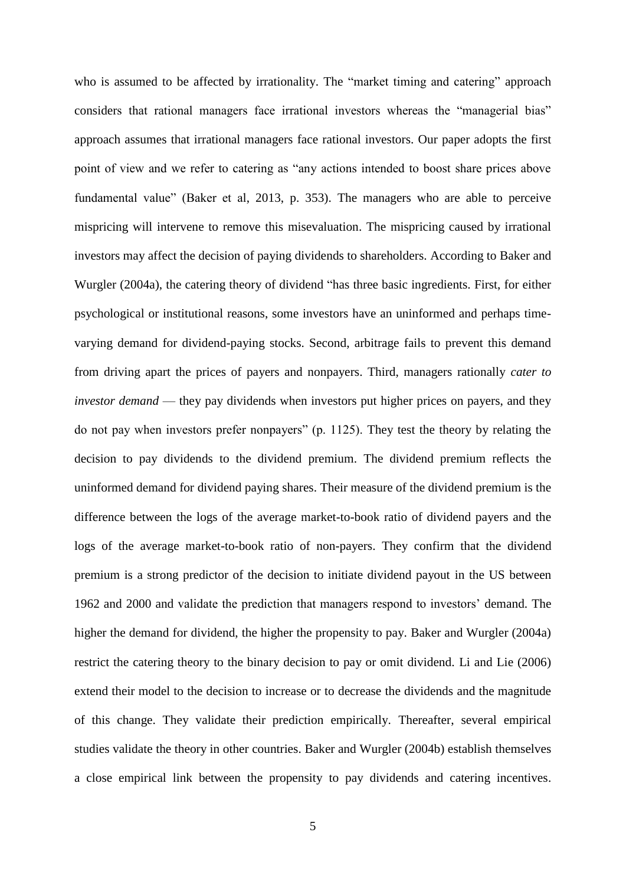who is assumed to be affected by irrationality. The "market timing and catering" approach considers that rational managers face irrational investors whereas the "managerial bias" approach assumes that irrational managers face rational investors. Our paper adopts the first point of view and we refer to catering as "any actions intended to boost share prices above fundamental value" (Baker et al, 2013, p. 353). The managers who are able to perceive mispricing will intervene to remove this misevaluation. The mispricing caused by irrational investors may affect the decision of paying dividends to shareholders. According to Baker and Wurgler (2004a), the catering theory of dividend "has three basic ingredients. First, for either psychological or institutional reasons, some investors have an uninformed and perhaps time-varying demand for dividend-paying stocks. Second, arbitrage fails to prevent this demand from driving apart the prices of payers and nonpayers. Third, managers rationally *cater to investor demand* — they pay dividends when investors put higher prices on payers, and they do not pay when investors prefer nonpayers" (p. 1125). They test the theory by relating the decision to pay dividends to the dividend premium. The dividend premium reflects the uninformed demand for dividend paying shares. Their measure of the dividend premium is the difference between the logs of the average market-to-book ratio of dividend payers and the logs of the average market-to-book ratio of non-payers. They confirm that the dividend premium is a strong predictor of the decision to initiate dividend payout in the US between 1962 and 2000 and validate the prediction that managers respond to investors' demand. The higher the demand for dividend, the higher the propensity to pay. Baker and Wurgler (2004a) restrict the catering theory to the binary decision to pay or omit dividend. Li and Lie (2006) extend their model to the decision to increase or to decrease the dividends and the magnitude of this change. They validate their prediction empirically. Thereafter, several empirical studies validate the theory in other countries. Baker and Wurgler (2004b) establish themselves a close empirical link between the propensity to pay dividends and catering incentives.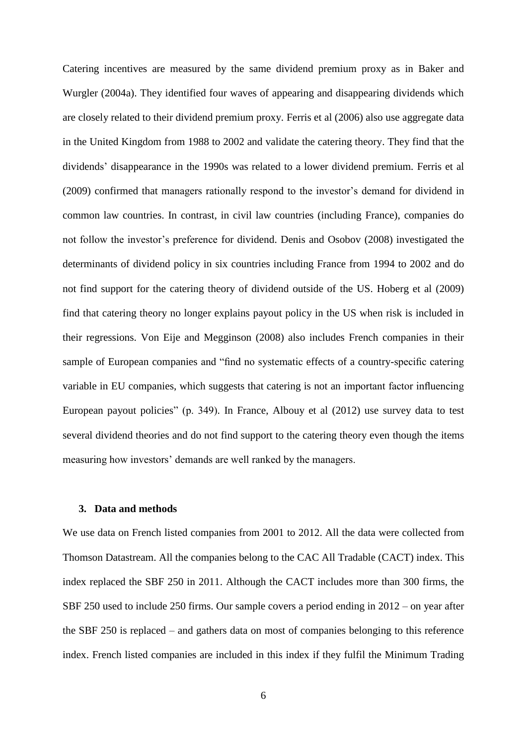Catering incentives are measured by the same dividend premium proxy as in Baker and Wurgler (2004a). They identified four waves of appearing and disappearing dividends which are closely related to their dividend premium proxy. Ferris et al (2006) also use aggregate data in the United Kingdom from 1988 to 2002 and validate the catering theory. They find that the dividends' disappearance in the 1990s was related to a lower dividend premium. Ferris et al (2009) confirmed that managers rationally respond to the investor's demand for dividend in common law countries. In contrast, in civil law countries (including France), companies do not follow the investor's preference for dividend. Denis and Osobov (2008) investigated the determinants of dividend policy in six countries including France from 1994 to 2002 and do not find support for the catering theory of dividend outside of the US. Hoberg et al (2009) find that catering theory no longer explains payout policy in the US when risk is included in their regressions. Von Eije and Megginson (2008) also includes French companies in their sample of European companies and "find no systematic effects of a country-specific catering variable in EU companies, which suggests that catering is not an important factor influencing European payout policies" (p. 349). In France, Albouy et al (2012) use survey data to test several dividend theories and do not find support to the catering theory even though the items measuring how investors' demands are well ranked by the managers.

## 3. Data and methods

We use data on French listed companies from 2001 to 2012. All the data were collected from Thomson Datastream. All the companies belong to the CAC All Tradable (CACT) index. This index replaced the SBF 250 in 2011. Although the CACT includes more than 300 firms, the SBF 250 used to include 250 firms. Our sample covers a period ending in 2012 – on year after the SBF 250 is replaced – and gathers data on most of companies belonging to this reference index. French listed companies are included in this index if they fulfil the Minimum Trading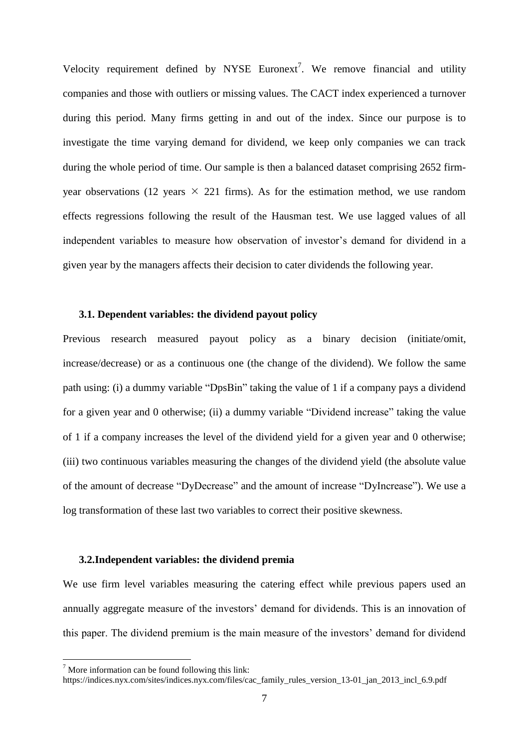Velocity requirement defined by NYSE Euronext[7]. We remove financial and utility companies and those with outliers or missing values. The CACT index experienced a turnover during this period. Many firms getting in and out of the index. Since our purpose is to investigate the time varying demand for dividend, we keep only companies we can track during the whole period of time. Our sample is then a balanced dataset comprising 2652 firm-year observations (12 years $\times$ 221 firms). As for the estimation method, we use random effects regressions following the result of the Hausman test. We use lagged values of all independent variables to measure how observation of investor's demand for dividend in a given year by the managers affects their decision to cater dividends the following year.

### 3.1. Dependent variables: the dividend payout policy

Previous research measured payout policy as a binary decision (initiate/omit, increase/decrease) or as a continuous one (the change of the dividend). We follow the same path using: (i) a dummy variable "DpsBin" taking the value of 1 if a company pays a dividend for a given year and 0 otherwise; (ii) a dummy variable "Dividend increase" taking the value of 1 if a company increases the level of the dividend yield for a given year and 0 otherwise; (iii) two continuous variables measuring the changes of the dividend yield (the absolute value of the amount of decrease "DyDecrease" and the amount of increase "DyIncrease"). We use a log transformation of these last two variables to correct their positive skewness.

### 3.2. Independent variables: the dividend premia

We use firm level variables measuring the catering effect while previous papers used an annually aggregate measure of the investors' demand for dividends. This is an innovation of this paper. The dividend premium is the main measure of the investors' demand for dividend

---

[7] More information can be found following this link:
https://indices.nyx.com/sites/indices.nyx.com/files/cac_family_rules_version_13-01_jan_2013_incl_6.9.pdf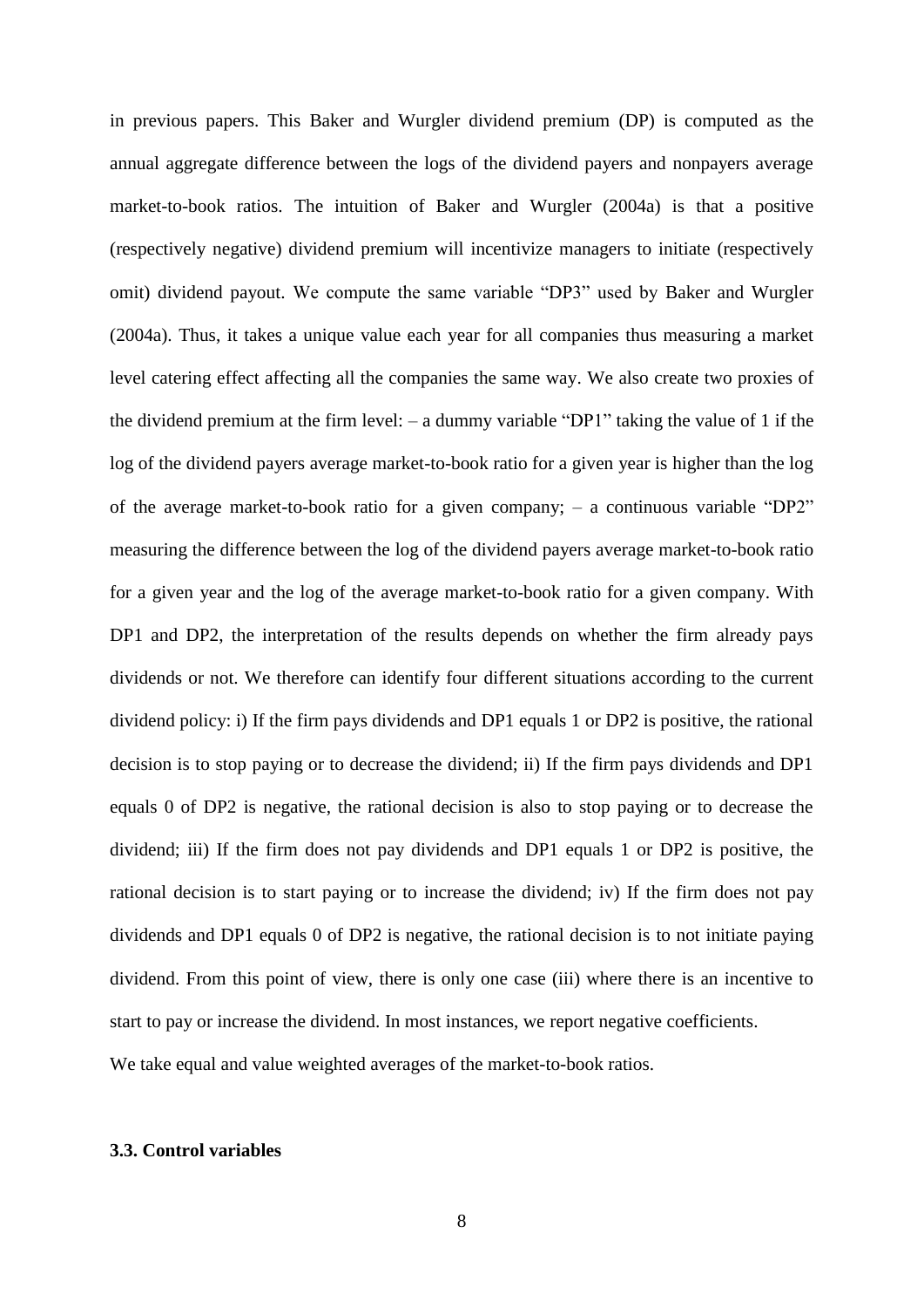in previous papers. This Baker and Wurgler dividend premium (DP) is computed as the annual aggregate difference between the logs of the dividend payers and nonpayers average market-to-book ratios. The intuition of Baker and Wurgler (2004a) is that a positive (respectively negative) dividend premium will incentivize managers to initiate (respectively omit) dividend payout. We compute the same variable "DP3" used by Baker and Wurgler (2004a). Thus, it takes a unique value each year for all companies thus measuring a market level catering effect affecting all the companies the same way. We also create two proxies of the dividend premium at the firm level: – a dummy variable "DP1" taking the value of 1 if the log of the dividend payers average market-to-book ratio for a given year is higher than the log of the average market-to-book ratio for a given company; – a continuous variable "DP2" measuring the difference between the log of the dividend payers average market-to-book ratio for a given year and the log of the average market-to-book ratio for a given company. With DP1 and DP2, the interpretation of the results depends on whether the firm already pays dividends or not. We therefore can identify four different situations according to the current dividend policy: i) If the firm pays dividends and DP1 equals 1 or DP2 is positive, the rational decision is to stop paying or to decrease the dividend; ii) If the firm pays dividends and DP1 equals 0 of DP2 is negative, the rational decision is also to stop paying or to decrease the dividend; iii) If the firm does not pay dividends and DP1 equals 1 or DP2 is positive, the rational decision is to start paying or to increase the dividend; iv) If the firm does not pay dividends and DP1 equals 0 of DP2 is negative, the rational decision is to not initiate paying dividend. From this point of view, there is only one case (iii) where there is an incentive to start to pay or increase the dividend. In most instances, we report negative coefficients.

We take equal and value weighted averages of the market-to-book ratios.

### 3.3. Control variables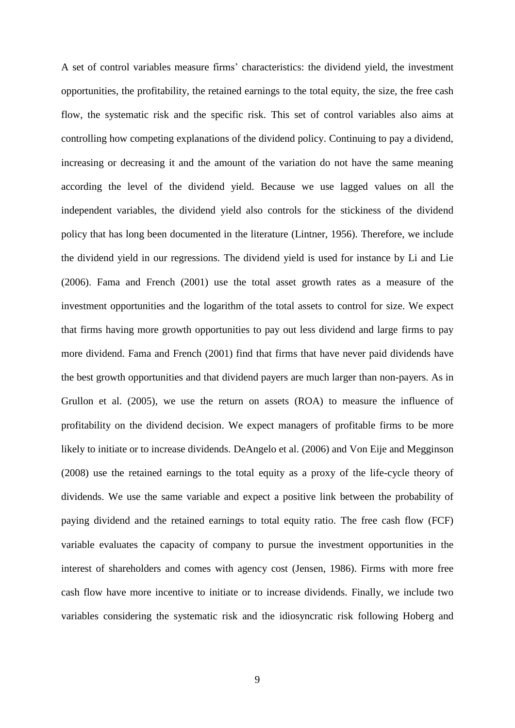A set of control variables measure firms' characteristics: the dividend yield, the investment opportunities, the profitability, the retained earnings to the total equity, the size, the free cash flow, the systematic risk and the specific risk. This set of control variables also aims at controlling how competing explanations of the dividend policy. Continuing to pay a dividend, increasing or decreasing it and the amount of the variation do not have the same meaning according the level of the dividend yield. Because we use lagged values on all the independent variables, the dividend yield also controls for the stickiness of the dividend policy that has long been documented in the literature (Lintner, 1956). Therefore, we include the dividend yield in our regressions. The dividend yield is used for instance by Li and Lie (2006). Fama and French (2001) use the total asset growth rates as a measure of the investment opportunities and the logarithm of the total assets to control for size. We expect that firms having more growth opportunities to pay out less dividend and large firms to pay more dividend. Fama and French (2001) find that firms that have never paid dividends have the best growth opportunities and that dividend payers are much larger than non-payers. As in Grullon et al. (2005), we use the return on assets (ROA) to measure the influence of profitability on the dividend decision. We expect managers of profitable firms to be more likely to initiate or to increase dividends. DeAngelo et al. (2006) and Von Eije and Megginson (2008) use the retained earnings to the total equity as a proxy of the life-cycle theory of dividends. We use the same variable and expect a positive link between the probability of paying dividend and the retained earnings to total equity ratio. The free cash flow (FCF) variable evaluates the capacity of company to pursue the investment opportunities in the interest of shareholders and comes with agency cost (Jensen, 1986). Firms with more free cash flow have more incentive to initiate or to increase dividends. Finally, we include two variables considering the systematic risk and the idiosyncratic risk following Hoberg and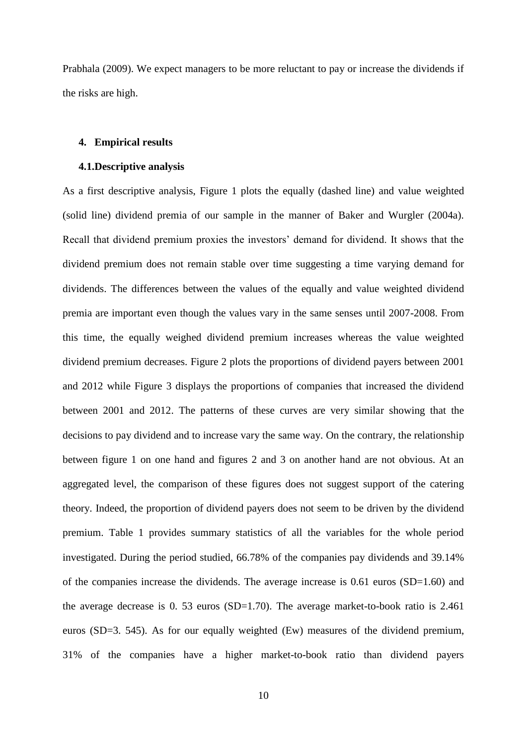Prabhala (2009). We expect managers to be more reluctant to pay or increase the dividends if the risks are high.

## 4. Empirical results

### 4.1. Descriptive analysis

As a first descriptive analysis, Figure 1 plots the equally (dashed line) and value weighted (solid line) dividend premia of our sample in the manner of Baker and Wurgler (2004a). Recall that dividend premium proxies the investors' demand for dividend. It shows that the dividend premium does not remain stable over time suggesting a time varying demand for dividends. The differences between the values of the equally and value weighted dividend premia are important even though the values vary in the same senses until 2007-2008. From this time, the equally weighed dividend premium increases whereas the value weighted dividend premium decreases. Figure 2 plots the proportions of dividend payers between 2001 and 2012 while Figure 3 displays the proportions of companies that increased the dividend between 2001 and 2012. The patterns of these curves are very similar showing that the decisions to pay dividend and to increase vary the same way. On the contrary, the relationship between figure 1 on one hand and figures 2 and 3 on another hand are not obvious. At an aggregated level, the comparison of these figures does not suggest support of the catering theory. Indeed, the proportion of dividend payers does not seem to be driven by the dividend premium. Table 1 provides summary statistics of all the variables for the whole period investigated. During the period studied, 66.78% of the companies pay dividends and 39.14% of the companies increase the dividends. The average increase is 0.61 euros (SD=1.60) and the average decrease is 0. 53 euros (SD=1.70). The average market-to-book ratio is 2.461 euros (SD=3. 545). As for our equally weighted (Ew) measures of the dividend premium, 31% of the companies have a higher market-to-book ratio than dividend payers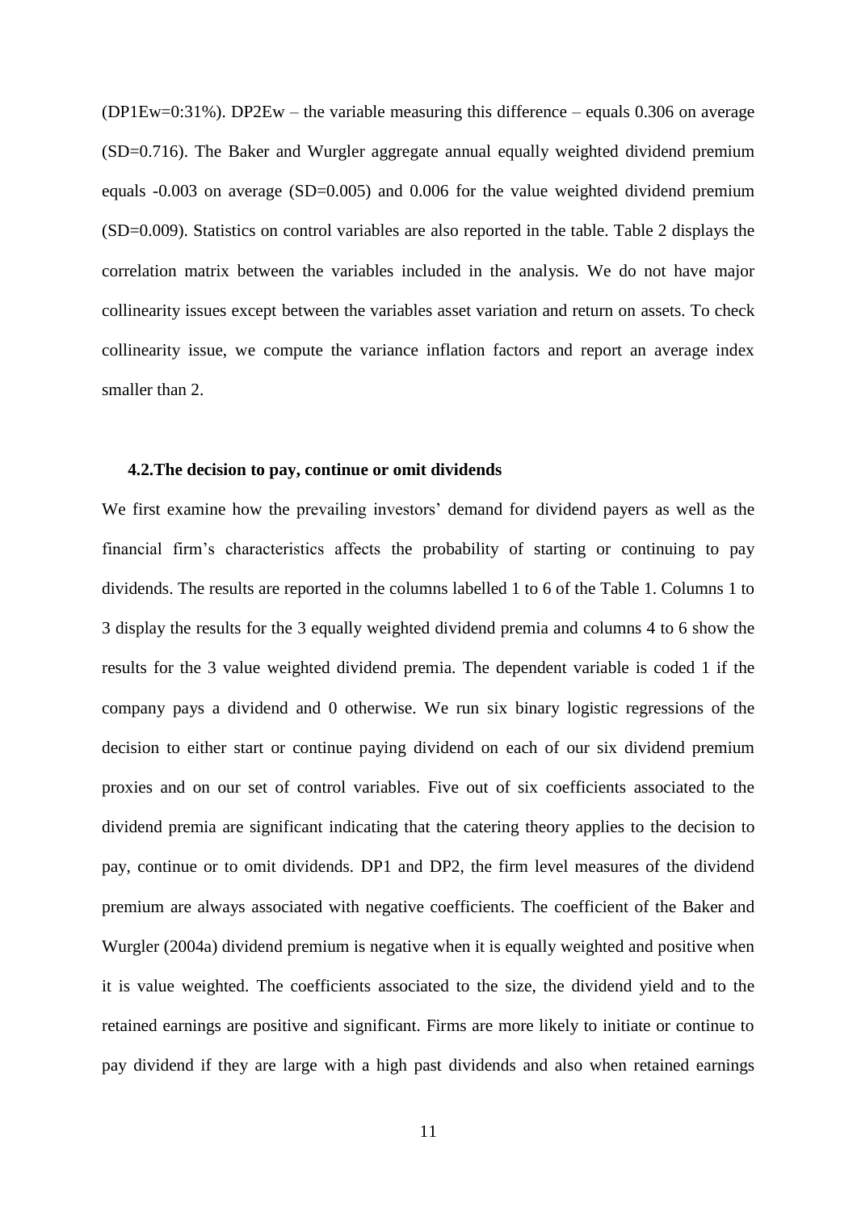(DP1Ew=0:31%). DP2Ew – the variable measuring this difference – equals 0.306 on average (SD=0.716). The Baker and Wurgler aggregate annual equally weighted dividend premium equals -0.003 on average (SD=0.005) and 0.006 for the value weighted dividend premium (SD=0.009). Statistics on control variables are also reported in the table. Table 2 displays the correlation matrix between the variables included in the analysis. We do not have major collinearity issues except between the variables asset variation and return on assets. To check collinearity issue, we compute the variance inflation factors and report an average index smaller than 2.

### 4.2. The decision to pay, continue or omit dividends

We first examine how the prevailing investors' demand for dividend payers as well as the financial firm's characteristics affects the probability of starting or continuing to pay dividends. The results are reported in the columns labelled 1 to 6 of the Table 1. Columns 1 to 3 display the results for the 3 equally weighted dividend premia and columns 4 to 6 show the results for the 3 value weighted dividend premia. The dependent variable is coded 1 if the company pays a dividend and 0 otherwise. We run six binary logistic regressions of the decision to either start or continue paying dividend on each of our six dividend premium proxies and on our set of control variables. Five out of six coefficients associated to the dividend premia are significant indicating that the catering theory applies to the decision to pay, continue or to omit dividends. DP1 and DP2, the firm level measures of the dividend premium are always associated with negative coefficients. The coefficient of the Baker and Wurgler (2004a) dividend premium is negative when it is equally weighted and positive when it is value weighted. The coefficients associated to the size, the dividend yield and to the retained earnings are positive and significant. Firms are more likely to initiate or continue to pay dividend if they are large with a high past dividends and also when retained earnings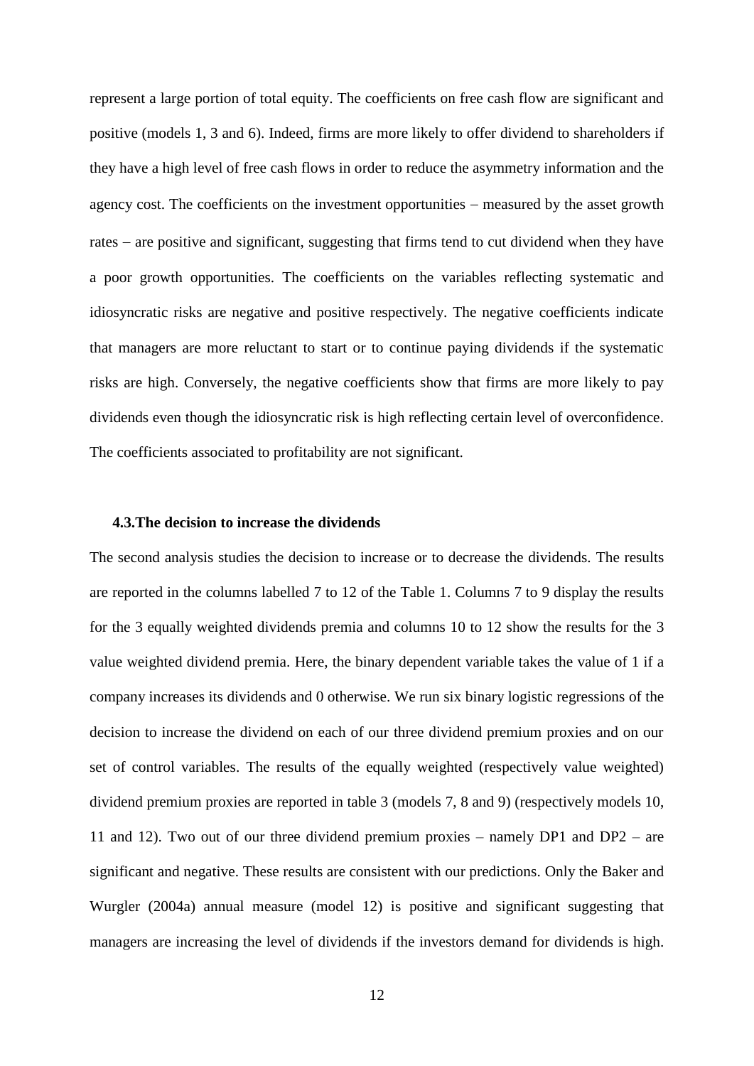represent a large portion of total equity. The coefficients on free cash flow are significant and positive (models 1, 3 and 6). Indeed, firms are more likely to offer dividend to shareholders if they have a high level of free cash flows in order to reduce the asymmetry information and the agency cost. The coefficients on the investment opportunities – measured by the asset growth rates – are positive and significant, suggesting that firms tend to cut dividend when they have a poor growth opportunities. The coefficients on the variables reflecting systematic and idiosyncratic risks are negative and positive respectively. The negative coefficients indicate that managers are more reluctant to start or to continue paying dividends if the systematic risks are high. Conversely, the negative coefficients show that firms are more likely to pay dividends even though the idiosyncratic risk is high reflecting certain level of overconfidence. The coefficients associated to profitability are not significant.

### 4.3.The decision to increase the dividends

The second analysis studies the decision to increase or to decrease the dividends. The results are reported in the columns labelled 7 to 12 of the Table 1. Columns 7 to 9 display the results for the 3 equally weighted dividends premia and columns 10 to 12 show the results for the 3 value weighted dividend premia. Here, the binary dependent variable takes the value of 1 if a company increases its dividends and 0 otherwise. We run six binary logistic regressions of the decision to increase the dividend on each of our three dividend premium proxies and on our set of control variables. The results of the equally weighted (respectively value weighted) dividend premium proxies are reported in table 3 (models 7, 8 and 9) (respectively models 10, 11 and 12). Two out of our three dividend premium proxies – namely DP1 and DP2 – are significant and negative. These results are consistent with our predictions. Only the Baker and Wurgler (2004a) annual measure (model 12) is positive and significant suggesting that managers are increasing the level of dividends if the investors demand for dividends is high.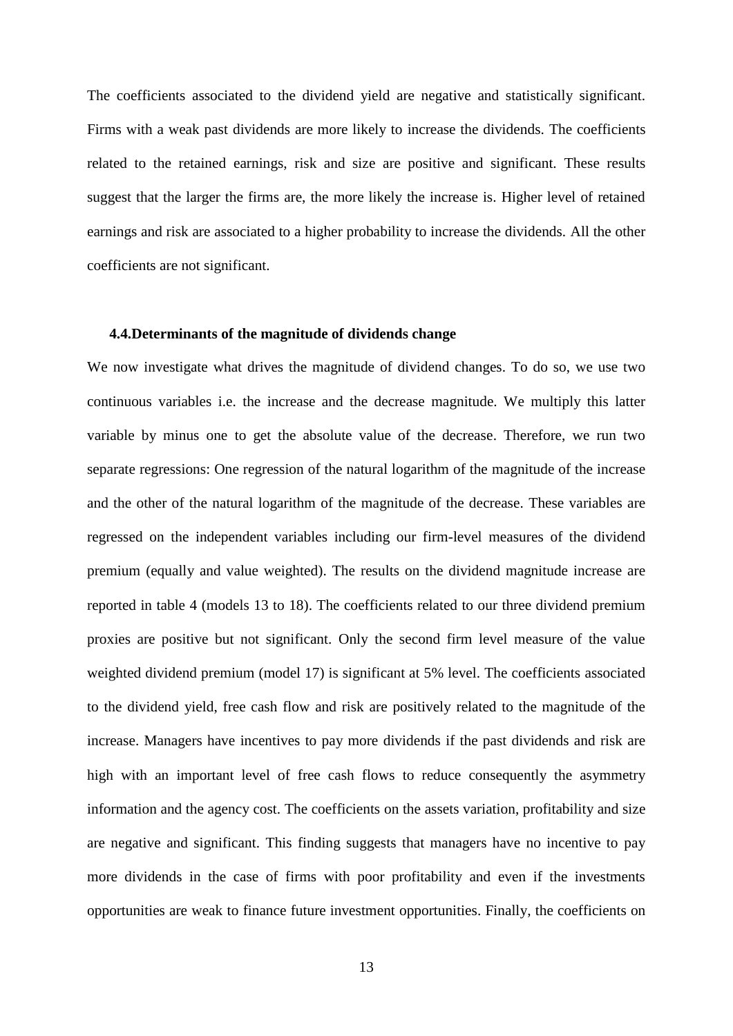The coefficients associated to the dividend yield are negative and statistically significant. Firms with a weak past dividends are more likely to increase the dividends. The coefficients related to the retained earnings, risk and size are positive and significant. These results suggest that the larger the firms are, the more likely the increase is. Higher level of retained earnings and risk are associated to a higher probability to increase the dividends. All the other coefficients are not significant.

### 4.4.Determinants of the magnitude of dividends change

We now investigate what drives the magnitude of dividend changes. To do so, we use two continuous variables i.e. the increase and the decrease magnitude. We multiply this latter variable by minus one to get the absolute value of the decrease. Therefore, we run two separate regressions: One regression of the natural logarithm of the magnitude of the increase and the other of the natural logarithm of the magnitude of the decrease. These variables are regressed on the independent variables including our firm-level measures of the dividend premium (equally and value weighted). The results on the dividend magnitude increase are reported in table 4 (models 13 to 18). The coefficients related to our three dividend premium proxies are positive but not significant. Only the second firm level measure of the value weighted dividend premium (model 17) is significant at 5% level. The coefficients associated to the dividend yield, free cash flow and risk are positively related to the magnitude of the increase. Managers have incentives to pay more dividends if the past dividends and risk are high with an important level of free cash flows to reduce consequently the asymmetry information and the agency cost. The coefficients on the assets variation, profitability and size are negative and significant. This finding suggests that managers have no incentive to pay more dividends in the case of firms with poor profitability and even if the investments opportunities are weak to finance future investment opportunities. Finally, the coefficients on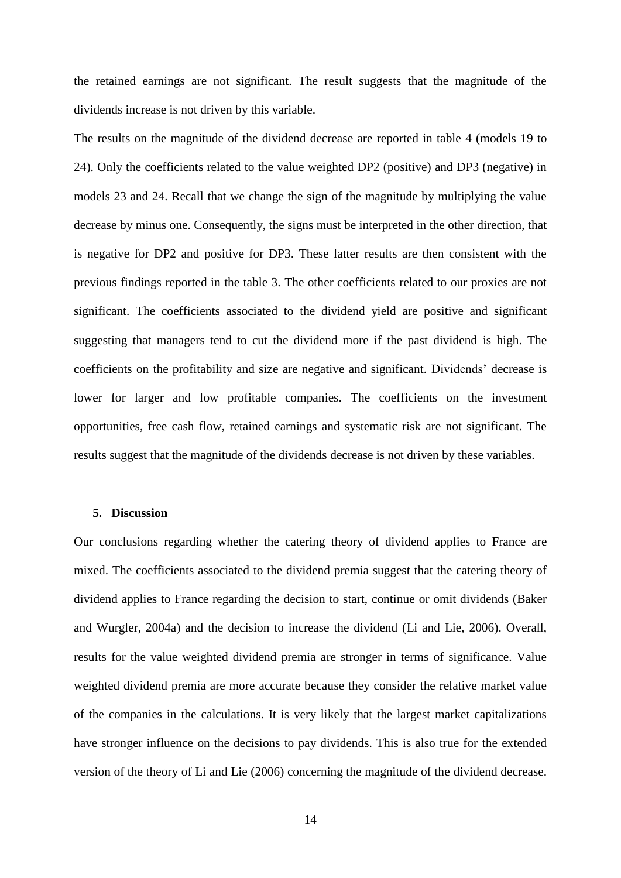the retained earnings are not significant. The result suggests that the magnitude of the dividends increase is not driven by this variable.

The results on the magnitude of the dividend decrease are reported in table 4 (models 19 to 24). Only the coefficients related to the value weighted DP2 (positive) and DP3 (negative) in models 23 and 24. Recall that we change the sign of the magnitude by multiplying the value decrease by minus one. Consequently, the signs must be interpreted in the other direction, that is negative for DP2 and positive for DP3. These latter results are then consistent with the previous findings reported in the table 3. The other coefficients related to our proxies are not significant. The coefficients associated to the dividend yield are positive and significant suggesting that managers tend to cut the dividend more if the past dividend is high. The coefficients on the profitability and size are negative and significant. Dividends' decrease is lower for larger and low profitable companies. The coefficients on the investment opportunities, free cash flow, retained earnings and systematic risk are not significant. The results suggest that the magnitude of the dividends decrease is not driven by these variables.

## 5. Discussion

Our conclusions regarding whether the catering theory of dividend applies to France are mixed. The coefficients associated to the dividend premia suggest that the catering theory of dividend applies to France regarding the decision to start, continue or omit dividends (Baker and Wurgler, 2004a) and the decision to increase the dividend (Li and Lie, 2006). Overall, results for the value weighted dividend premia are stronger in terms of significance. Value weighted dividend premia are more accurate because they consider the relative market value of the companies in the calculations. It is very likely that the largest market capitalizations have stronger influence on the decisions to pay dividends. This is also true for the extended version of the theory of Li and Lie (2006) concerning the magnitude of the dividend decrease.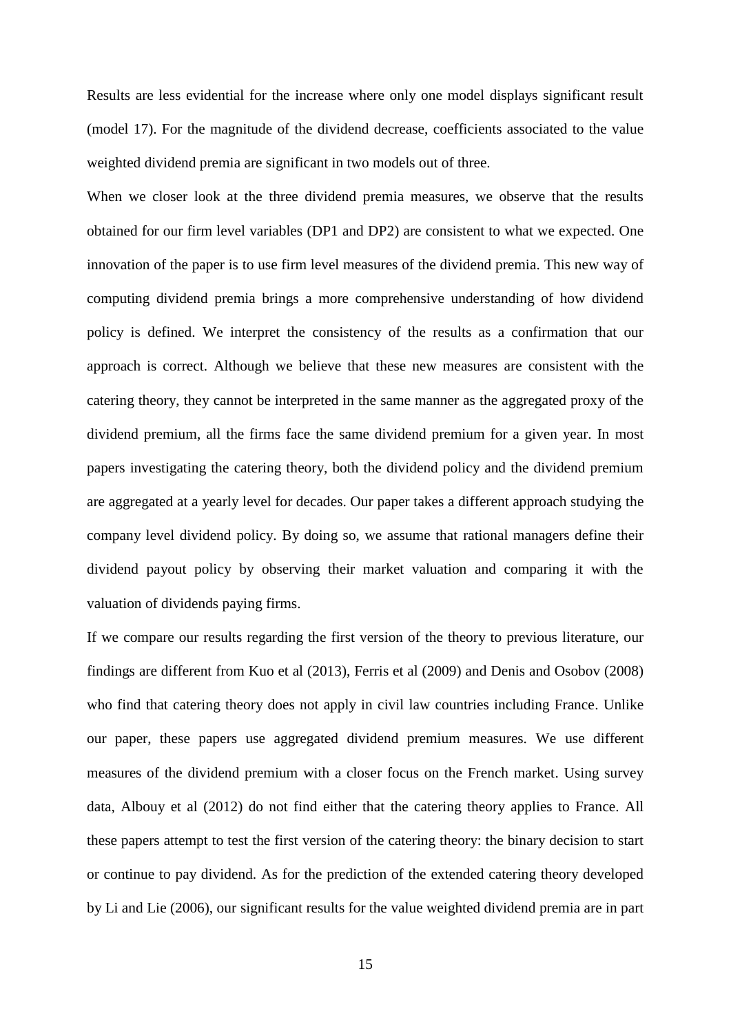Results are less evidential for the increase where only one model displays significant result (model 17). For the magnitude of the dividend decrease, coefficients associated to the value weighted dividend premia are significant in two models out of three.

When we closer look at the three dividend premia measures, we observe that the results obtained for our firm level variables (DP1 and DP2) are consistent to what we expected. One innovation of the paper is to use firm level measures of the dividend premia. This new way of computing dividend premia brings a more comprehensive understanding of how dividend policy is defined. We interpret the consistency of the results as a confirmation that our approach is correct. Although we believe that these new measures are consistent with the catering theory, they cannot be interpreted in the same manner as the aggregated proxy of the dividend premium, all the firms face the same dividend premium for a given year. In most papers investigating the catering theory, both the dividend policy and the dividend premium are aggregated at a yearly level for decades. Our paper takes a different approach studying the company level dividend policy. By doing so, we assume that rational managers define their dividend payout policy by observing their market valuation and comparing it with the valuation of dividends paying firms.

If we compare our results regarding the first version of the theory to previous literature, our findings are different from Kuo et al (2013), Ferris et al (2009) and Denis and Osobov (2008) who find that catering theory does not apply in civil law countries including France. Unlike our paper, these papers use aggregated dividend premium measures. We use different measures of the dividend premium with a closer focus on the French market. Using survey data, Albouy et al (2012) do not find either that the catering theory applies to France. All these papers attempt to test the first version of the catering theory: the binary decision to start or continue to pay dividend. As for the prediction of the extended catering theory developed by Li and Lie (2006), our significant results for the value weighted dividend premia are in part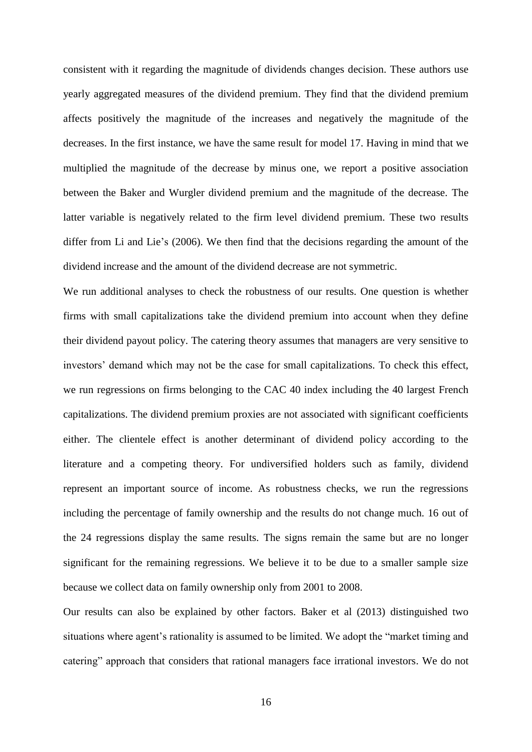consistent with it regarding the magnitude of dividends changes decision. These authors use yearly aggregated measures of the dividend premium. They find that the dividend premium affects positively the magnitude of the increases and negatively the magnitude of the decreases. In the first instance, we have the same result for model 17. Having in mind that we multiplied the magnitude of the decrease by minus one, we report a positive association between the Baker and Wurgler dividend premium and the magnitude of the decrease. The latter variable is negatively related to the firm level dividend premium. These two results differ from Li and Lie's (2006). We then find that the decisions regarding the amount of the dividend increase and the amount of the dividend decrease are not symmetric.

We run additional analyses to check the robustness of our results. One question is whether firms with small capitalizations take the dividend premium into account when they define their dividend payout policy. The catering theory assumes that managers are very sensitive to investors' demand which may not be the case for small capitalizations. To check this effect, we run regressions on firms belonging to the CAC 40 index including the 40 largest French capitalizations. The dividend premium proxies are not associated with significant coefficients either. The clientele effect is another determinant of dividend policy according to the literature and a competing theory. For undiversified holders such as family, dividend represent an important source of income. As robustness checks, we run the regressions including the percentage of family ownership and the results do not change much. 16 out of the 24 regressions display the same results. The signs remain the same but are no longer significant for the remaining regressions. We believe it to be due to a smaller sample size because we collect data on family ownership only from 2001 to 2008.

Our results can also be explained by other factors. Baker et al (2013) distinguished two situations where agent's rationality is assumed to be limited. We adopt the "market timing and catering" approach that considers that rational managers face irrational investors. We do not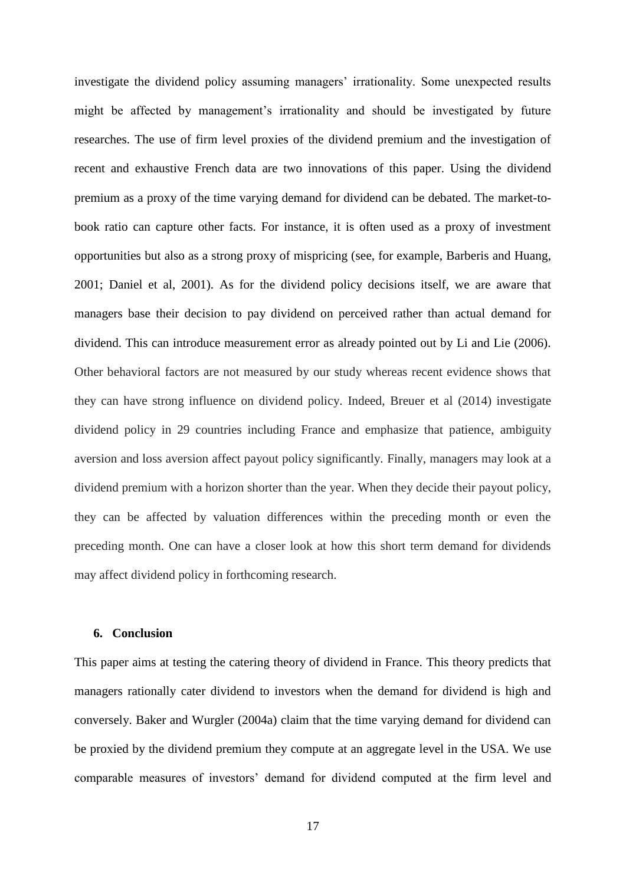investigate the dividend policy assuming managers' irrationality. Some unexpected results might be affected by management's irrationality and should be investigated by future researches. The use of firm level proxies of the dividend premium and the investigation of recent and exhaustive French data are two innovations of this paper. Using the dividend premium as a proxy of the time varying demand for dividend can be debated. The market-to-book ratio can capture other facts. For instance, it is often used as a proxy of investment opportunities but also as a strong proxy of mispricing (see, for example, Barberis and Huang, 2001; Daniel et al, 2001). As for the dividend policy decisions itself, we are aware that managers base their decision to pay dividend on perceived rather than actual demand for dividend. This can introduce measurement error as already pointed out by Li and Lie (2006). Other behavioral factors are not measured by our study whereas recent evidence shows that they can have strong influence on dividend policy. Indeed, Breuer et al (2014) investigate dividend policy in 29 countries including France and emphasize that patience, ambiguity aversion and loss aversion affect payout policy significantly. Finally, managers may look at a dividend premium with a horizon shorter than the year. When they decide their payout policy, they can be affected by valuation differences within the preceding month or even the preceding month. One can have a closer look at how this short term demand for dividends may affect dividend policy in forthcoming research.

## 6. Conclusion

This paper aims at testing the catering theory of dividend in France. This theory predicts that managers rationally cater dividend to investors when the demand for dividend is high and conversely. Baker and Wurgler (2004a) claim that the time varying demand for dividend can be proxied by the dividend premium they compute at an aggregate level in the USA. We use comparable measures of investors' demand for dividend computed at the firm level and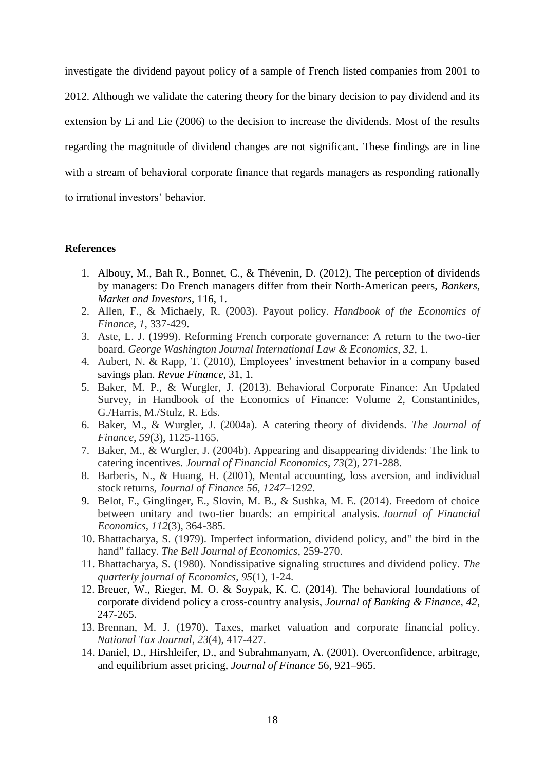investigate the dividend payout policy of a sample of French listed companies from 2001 to 2012. Although we validate the catering theory for the binary decision to pay dividend and its extension by Li and Lie (2006) to the decision to increase the dividends. Most of the results regarding the magnitude of dividend changes are not significant. These findings are in line with a stream of behavioral corporate finance that regards managers as responding rationally to irrational investors' behavior.

**References**

1. Albouy, M., Bah R., Bonnet, C., & Thévenin, D. (2012), The perception of dividends by managers: Do French managers differ from their North-American peers, *Bankers, Market and Investors*, 116, 1.
2. Allen, F., & Michaely, R. (2003). Payout policy. *Handbook of the Economics of Finance*, *1*, 337-429.
3. Aste, L. J. (1999). Reforming French corporate governance: A return to the two-tier board. *George Washington Journal International Law & Economics*, *32*, 1.
4. Aubert, N. & Rapp, T. (2010), Employees' investment behavior in a company based savings plan. *Revue Finance*, 31, 1.
5. Baker, M. P., & Wurgler, J. (2013). Behavioral Corporate Finance: An Updated Survey, in Handbook of the Economics of Finance: Volume 2, Constantinides, G./Harris, M./Stulz, R. Eds.
6. Baker, M., & Wurgler, J. (2004a). A catering theory of dividends. *The Journal of Finance*, *59*(3), 1125-1165.
7. Baker, M., & Wurgler, J. (2004b). Appearing and disappearing dividends: The link to catering incentives. *Journal of Financial Economics*, *73*(2), 271-288.
8. Barberis, N., & Huang, H. (2001), Mental accounting, loss aversion, and individual stock returns, *Journal of Finance 56, 1247–1292*.
9. Belot, F., Ginglinger, E., Slovin, M. B., & Sushka, M. E. (2014). Freedom of choice between unitary and two-tier boards: an empirical analysis. *Journal of Financial Economics*, *112*(3), 364-385.
10. Bhattacharya, S. (1979). Imperfect information, dividend policy, and" the bird in the hand" fallacy. *The Bell Journal of Economics*, 259-270.
11. Bhattacharya, S. (1980). Nondissipative signaling structures and dividend policy. *The quarterly journal of Economics*, *95*(1), 1-24.
12. Breuer, W., Rieger, M. O. & Soypak, K. C. (2014). The behavioral foundations of corporate dividend policy a cross-country analysis, *Journal of Banking & Finance*, *42*, 247-265.
13. Brennan, M. J. (1970). Taxes, market valuation and corporate financial policy. *National Tax Journal*, *23*(4), 417-427.
14. Daniel, D., Hirshleifer, D., and Subrahmanyam, A. (2001). Overconfidence, arbitrage, and equilibrium asset pricing, *Journal of Finance* 56, 921–965.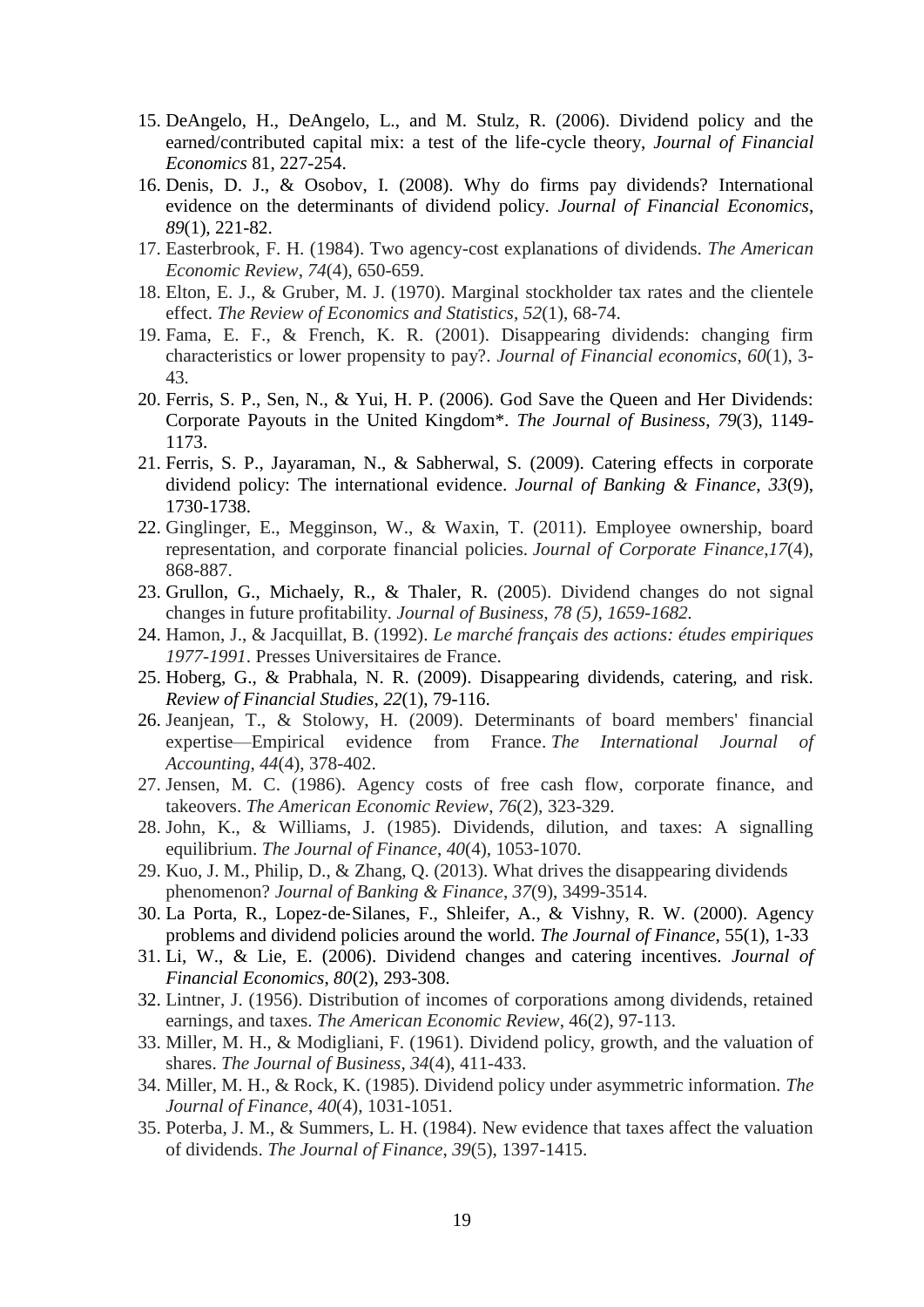15. DeAngelo, H., DeAngelo, L., and M. Stulz, R. (2006). Dividend policy and the earned/contributed capital mix: a test of the life-cycle theory, *Journal of Financial Economics* 81, 227-254.
16. Denis, D. J., & Osobov, I. (2008). Why do firms pay dividends? International evidence on the determinants of dividend policy. *Journal of Financial Economics*, *89*(1), 221-82.
17. Easterbrook, F. H. (1984). Two agency-cost explanations of dividends. *The American Economic Review*, *74*(4), 650-659.
18. Elton, E. J., & Gruber, M. J. (1970). Marginal stockholder tax rates and the clientele effect. *The Review of Economics and Statistics*, *52*(1), 68-74.
19. Fama, E. F., & French, K. R. (2001). Disappearing dividends: changing firm characteristics or lower propensity to pay?. *Journal of Financial economics*, *60*(1), 3-43.
20. Ferris, S. P., Sen, N., & Yui, H. P. (2006). God Save the Queen and Her Dividends: Corporate Payouts in the United Kingdom*. *The Journal of Business*, *79*(3), 1149-1173.
21. Ferris, S. P., Jayaraman, N., & Sabherwal, S. (2009). Catering effects in corporate dividend policy: The international evidence. *Journal of Banking & Finance*, *33*(9), 1730-1738.
22. Ginglinger, E., Megginson, W., & Waxin, T. (2011). Employee ownership, board representation, and corporate financial policies. *Journal of Corporate Finance*,*17*(4), 868-887.
23. Grullon, G., Michaely, R., & Thaler, R. (2005). Dividend changes do not signal changes in future profitability. *Journal of Business, 78 (5), 1659-1682.*
24. Hamon, J., & Jacquillat, B. (1992). *Le marché français des actions: études empiriques 1977-1991*. Presses Universitaires de France.
25. Hoberg, G., & Prabhala, N. R. (2009). Disappearing dividends, catering, and risk. *Review of Financial Studies*, *22*(1), 79-116.
26. Jeanjean, T., & Stolowy, H. (2009). Determinants of board members' financial expertise—Empirical evidence from France. *The International Journal of Accounting*, *44*(4), 378-402.
27. Jensen, M. C. (1986). Agency costs of free cash flow, corporate finance, and takeovers. *The American Economic Review*, *76*(2), 323-329.
28. John, K., & Williams, J. (1985). Dividends, dilution, and taxes: A signalling equilibrium. *The Journal of Finance*, *40*(4), 1053-1070.
29. Kuo, J. M., Philip, D., & Zhang, Q. (2013). What drives the disappearing dividends phenomenon? *Journal of Banking & Finance*, *37*(9), 3499-3514.
30. La Porta, R., Lopez-de-Silanes, F., Shleifer, A., & Vishny, R. W. (2000). Agency problems and dividend policies around the world. *The Journal of Finance*, 55(1), 1-33
31. Li, W., & Lie, E. (2006). Dividend changes and catering incentives. *Journal of Financial Economics*, *80*(2), 293-308.
32. Lintner, J. (1956). Distribution of incomes of corporations among dividends, retained earnings, and taxes. *The American Economic Review*, 46(2), 97-113.
33. Miller, M. H., & Modigliani, F. (1961). Dividend policy, growth, and the valuation of shares. *The Journal of Business*, *34*(4), 411-433.
34. Miller, M. H., & Rock, K. (1985). Dividend policy under asymmetric information. *The Journal of Finance*, *40*(4), 1031-1051.
35. Poterba, J. M., & Summers, L. H. (1984). New evidence that taxes affect the valuation of dividends. *The Journal of Finance*, *39*(5), 1397-1415.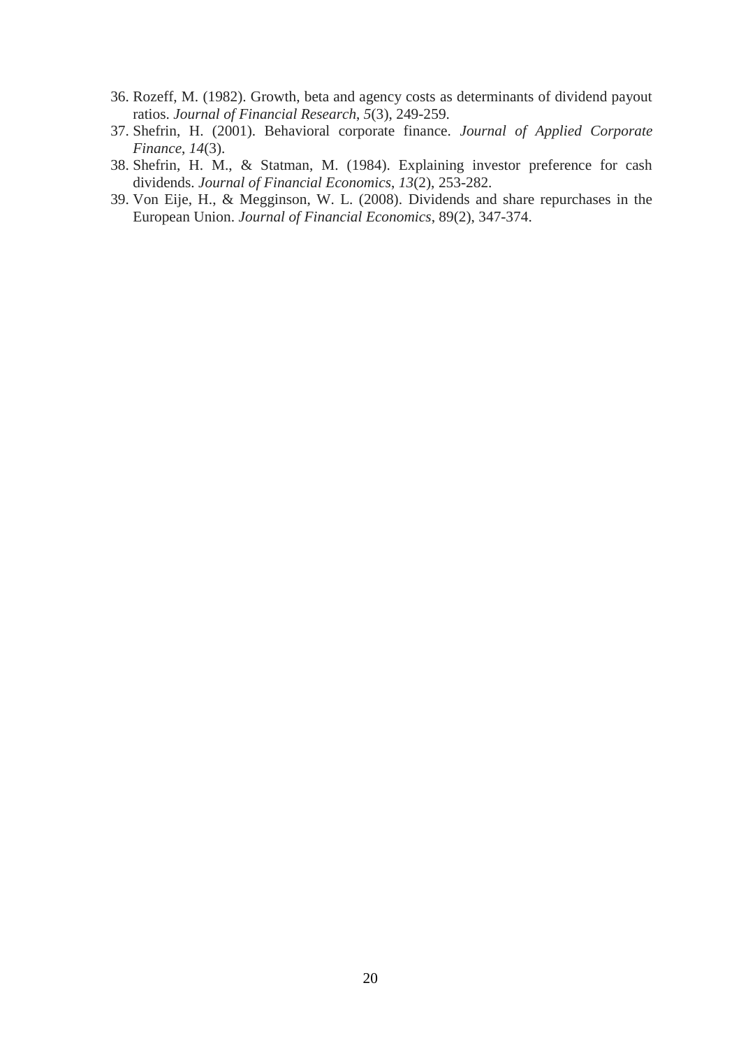36. Rozeff, M. (1982). Growth, beta and agency costs as determinants of dividend payout ratios. *Journal of Financial Research*, *5*(3), 249-259.
37. Shefrin, H. (2001). Behavioral corporate finance. *Journal of Applied Corporate Finance*, *14*(3).
38. Shefrin, H. M., & Statman, M. (1984). Explaining investor preference for cash dividends. *Journal of Financial Economics*, *13*(2), 253-282.
39. Von Eije, H., & Megginson, W. L. (2008). Dividends and share repurchases in the European Union. *Journal of Financial Economics*, 89(2), 347-374.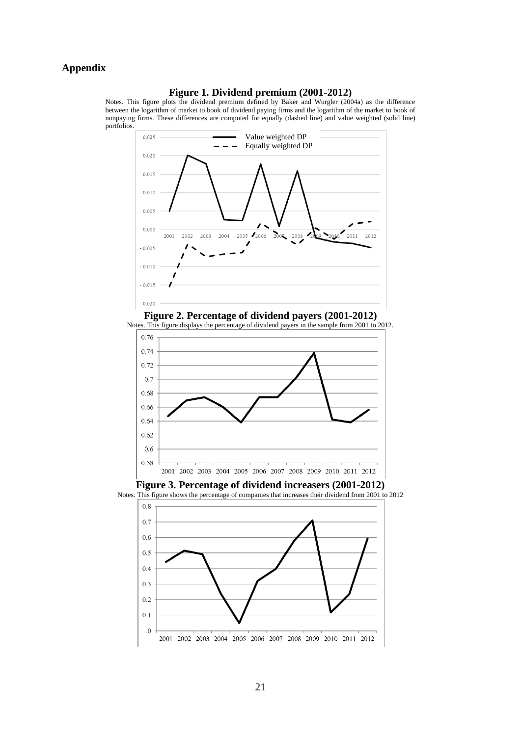## Appendix

**Figure 1. Dividend premium (2001-2012)**

Notes. This figure plots the dividend premium defined by Baker and Wurgler (2004a) as the difference between the logarithm of market to book of dividend paying firms and the logarithm of the market to book of nonpaying firms. These differences are computed for equally (dashed line) and value weighted (solid line) portfolios.

**Figure 2. Percentage of dividend payers (2001-2012)**

Notes. This figure displays the percentage of dividend payers in the sample from 2001 to 2012.

**Figure 3. Percentage of dividend increasers (2001-2012)**

Notes. This figure shows the percentage of companies that increases their dividend from 2001 to 2012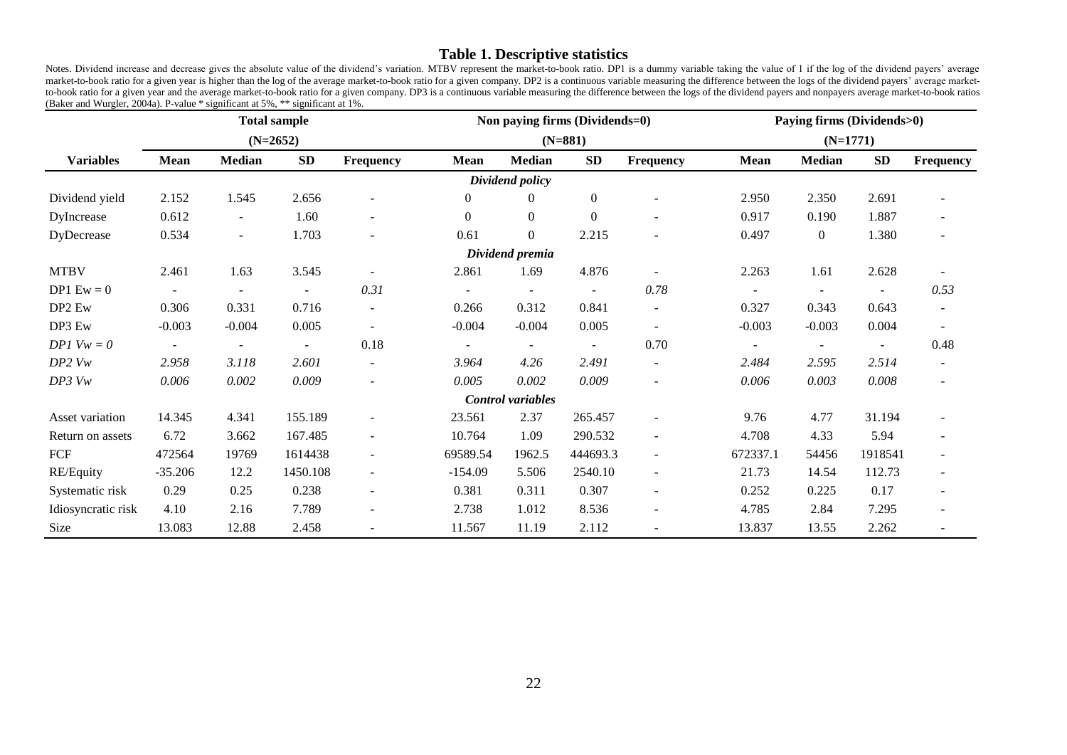## Table 1. Descriptive statistics

Notes. Dividend increase and decrease gives the absolute value of the dividend's variation. MTBV represent the market-to-book ratio. DP1 is a dummy variable taking the value of 1 if the log of the dividend payers' average market-to-book ratio for a given year is higher than the log of the average market-to-book ratio for a given company. DP2 is a continuous variable measuring the difference between the logs of the dividend payers' average market-to-book ratio for a given year and the average market-to-book ratio for a given company. DP3 is a continuous variable measuring the difference between the logs of the dividend payers and nonpayers average market-to-book ratios (Baker and Wurgler, 2004a). P-value * significant at 5%, ** significant at 1%.

| | **Total sample (N=2652)** | | | | **Non paying firms (Dividends=0) (N=881)** | | | | **Paying firms (Dividends>0) (N=1771)** | | | |
|---|---|---|---|---|---|---|---|---|---|---|---|---|
| **Variables** | **Mean** | **Median** | **SD** | **Frequency** | **Mean** | **Median** | **SD** | **Frequency** | **Mean** | **Median** | **SD** | **Frequency** |
| | | | | | | ***Dividend policy*** | | | | | | |
| Dividend yield | 2.152 | 1.545 | 2.656 | - | 0 | 0 | 0 | - | 2.950 | 2.350 | 2.691 | - |
| DyIncrease | 0.612 | - | 1.60 | - | 0 | 0 | 0 | - | 0.917 | 0.190 | 1.887 | - |
| DyDecrease | 0.534 | - | 1.703 | - | 0.61 | 0 | 2.215 | - | 0.497 | 0 | 1.380 | - |
| | | | | | | ***Dividend premia*** | | | | | | |
| MTBV | 2.461 | 1.63 | 3.545 | - | 2.861 | 1.69 | 4.876 | - | 2.263 | 1.61 | 2.628 | - |
| DP1 Ew = 0 | - | - | - | *0.31* | - | - | - | *0.78* | - | - | - | *0.53* |
| DP2 Ew | 0.306 | 0.331 | 0.716 | - | 0.266 | 0.312 | 0.841 | - | 0.327 | 0.343 | 0.643 | - |
| DP3 Ew | -0.003 | -0.004 | 0.005 | - | -0.004 | -0.004 | 0.005 | - | -0.003 | -0.003 | 0.004 | - |
| *DP1 Vw = 0* | - | - | - | 0.18 | - | - | - | 0.70 | - | - | - | 0.48 |
| *DP2 Vw* | *2.958* | *3.118* | *2.601* | - | *3.964* | *4.26* | *2.491* | - | *2.484* | *2.595* | *2.514* | - |
| *DP3 Vw* | *0.006* | *0.002* | *0.009* | - | *0.005* | *0.002* | *0.009* | - | *0.006* | *0.003* | *0.008* | - |
| | | | | | | ***Control variables*** | | | | | | |
| Asset variation | 14.345 | 4.341 | 155.189 | - | 23.561 | 2.37 | 265.457 | - | 9.76 | 4.77 | 31.194 | - |
| Return on assets | 6.72 | 3.662 | 167.485 | - | 10.764 | 1.09 | 290.532 | - | 4.708 | 4.33 | 5.94 | - |
| FCF | 472564 | 19769 | 1614438 | - | 69589.54 | 1962.5 | 444693.3 | - | 672337.1 | 54456 | 1918541 | - |
| RE/Equity | -35.206 | 12.2 | 1450.108 | - | -154.09 | 5.506 | 2540.10 | - | 21.73 | 14.54 | 112.73 | - |
| Systematic risk | 0.29 | 0.25 | 0.238 | - | 0.381 | 0.311 | 0.307 | - | 0.252 | 0.225 | 0.17 | - |
| Idiosyncratic risk | 4.10 | 2.16 | 7.789 | - | 2.738 | 1.012 | 8.536 | - | 4.785 | 2.84 | 7.295 | - |
| Size | 13.083 | 12.88 | 2.458 | - | 11.567 | 11.19 | 2.112 | - | 13.837 | 13.55 | 2.262 | - |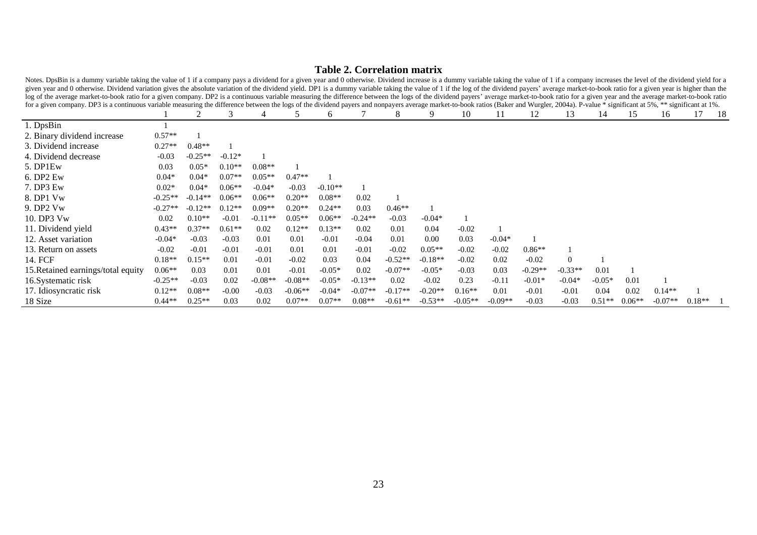# Table 2. Correlation matrix

Notes. DpsBin is a dummy variable taking the value of 1 if a company pays a dividend for a given year and 0 otherwise. Dividend increase is a dummy variable taking the value of 1 if a company increases the level of the dividend yield for a given year and 0 otherwise. Dividend variation gives the absolute variation of the dividend yield. DP1 is a dummy variable taking the value of 1 if the log of the dividend payers' average market-to-book ratio for a given year is higher than the log of the average market-to-book ratio for a given company. DP2 is a continuous variable measuring the difference between the logs of the dividend payers' average market-to-book ratio for a given year and the average market-to-book ratio for a given company. DP3 is a continuous variable measuring the difference between the logs of the dividend payers and nonpayers average market-to-book ratios (Baker and Wurgler, 2004a). P-value * significant at 5%, ** significant at 1%.

| | 1 | 2 | 3 | 4 | 5 | 6 | 7 | 8 | 9 | 10 | 11 | 12 | 13 | 14 | 15 | 16 | 17 | 18 |
|---|---|---|---|---|---|---|---|---|---|---|---|---|---|---|---|---|---|---|
| 1. DpsBin | 1 | | | | | | | | | | | | | | | | | |
| 2. Binary dividend increase | 0.57** | 1 | | | | | | | | | | | | | | | | |
| 3. Dividend increase | 0.27** | 0.48** | 1 | | | | | | | | | | | | | | | |
| 4. Dividend decrease | -0.03 | -0.25** | -0.12* | 1 | | | | | | | | | | | | | | |
| 5. DP1Ew | 0.03 | 0.05* | 0.10** | 0.08** | 1 | | | | | | | | | | | | | |
| 6. DP2 Ew | 0.04* | 0.04* | 0.07** | 0.05** | 0.47** | 1 | | | | | | | | | | | | |
| 7. DP3 Ew | 0.02* | 0.04* | 0.06** | -0.04* | -0.03 | -0.10** | 1 | | | | | | | | | | | |
| 8. DP1 Vw | -0.25** | -0.14** | 0.06** | 0.06** | 0.20** | 0.08** | 0.02 | 1 | | | | | | | | | | |
| 9. DP2 Vw | -0.27** | -0.12** | 0.12** | 0.09** | 0.20** | 0.24** | 0.03 | 0.46** | 1 | | | | | | | | | |
| 10. DP3 Vw | 0.02 | 0.10** | -0.01 | -0.11** | 0.05** | 0.06** | -0.24** | -0.03 | -0.04* | 1 | | | | | | | | |
| 11. Dividend yield | 0.43** | 0.37** | 0.61** | 0.02 | 0.12** | 0.13** | 0.02 | 0.01 | 0.04 | -0.02 | 1 | | | | | | | |
| 12. Asset variation | -0.04* | -0.03 | -0.03 | 0.01 | 0.01 | -0.01 | -0.04 | 0.01 | 0.00 | 0.03 | -0.04* | 1 | | | | | | |
| 13. Return on assets | -0.02 | -0.01 | -0.01 | -0.01 | 0.01 | 0.01 | -0.01 | -0.02 | 0.05** | -0.02 | -0.02 | 0.86** | 1 | | | | | |
| 14. FCF | 0.18** | 0.15** | 0.01 | -0.01 | -0.02 | 0.03 | 0.04 | -0.52** | -0.18** | -0.02 | 0.02 | -0.02 | 0 | 1 | | | | |
| 15.Retained earnings/total equity | 0.06** | 0.03 | 0.01 | 0.01 | -0.01 | -0.05* | 0.02 | -0.07** | -0.05* | -0.03 | 0.03 | -0.29** | -0.33** | 0.01 | 1 | | | |
| 16.Systematic risk | -0.25** | -0.03 | 0.02 | -0.08** | -0.08** | -0.05* | -0.13** | 0.02 | -0.02 | 0.23 | -0.11 | -0.01* | -0.04* | -0.05* | 0.01 | 1 | | |
| 17. Idiosyncratic risk | 0.12** | 0.08** | -0.00 | -0.03 | -0.06** | -0.04* | -0.07** | -0.17** | -0.20** | 0.16** | 0.01 | -0.01 | -0.01 | 0.04 | 0.02 | 0.14** | 1 | |
| 18 Size | 0.44** | 0.25** | 0.03 | 0.02 | 0.07** | 0.07** | 0.08** | -0.61** | -0.53** | -0.05** | -0.09** | -0.03 | -0.03 | 0.51** | 0.06** | -0.07** | 0.18** | 1 |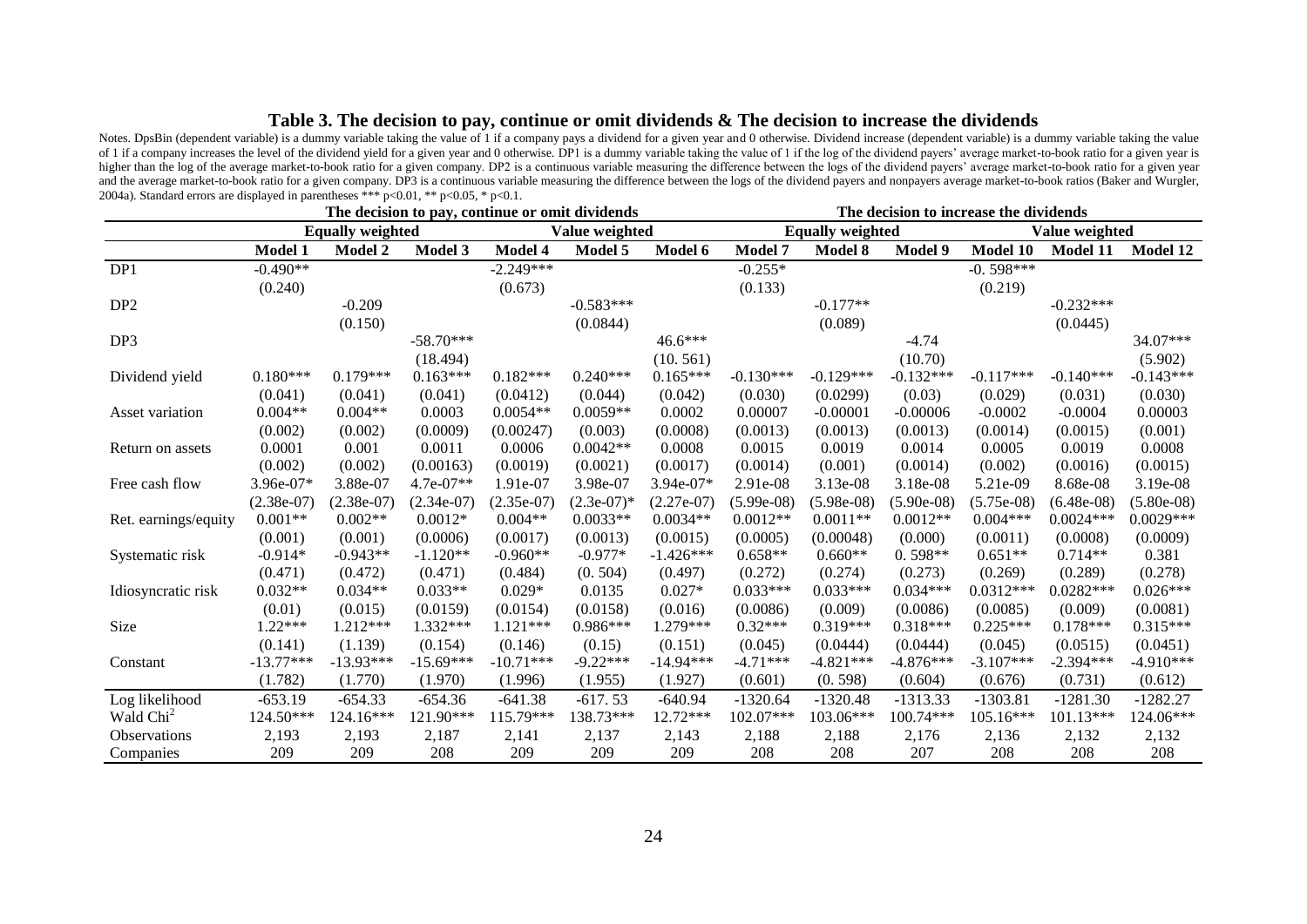### Table 3. The decision to pay, continue or omit dividends & The decision to increase the dividends

Notes. DpsBin (dependent variable) is a dummy variable taking the value of 1 if a company pays a dividend for a given year and 0 otherwise. Dividend increase (dependent variable) is a dummy variable taking the value of 1 if a company increases the level of the dividend yield for a given year and 0 otherwise. DP1 is a dummy variable taking the value of 1 if the log of the dividend payers' average market-to-book ratio for a given year is higher than the log of the average market-to-book ratio for a given company. DP2 is a continuous variable measuring the difference between the logs of the dividend payers' average market-to-book ratio for a given year and the average market-to-book ratio for a given company. DP3 is a continuous variable measuring the difference between the logs of the dividend payers and nonpayers average market-to-book ratios (Baker and Wurgler, 2004a). Standard errors are displayed in parentheses *** p<0.01, ** p<0.05, * p<0.1.

| | The decision to pay, continue or omit dividends | | | | | | The decision to increase the dividends | | | | | |
|---|---|---|---|---|---|---|---|---|---|---|---|---|
| | Equally weighted | | | Value weighted | | | Equally weighted | | | Value weighted | | |
| | **Model 1** | **Model 2** | **Model 3** | **Model 4** | **Model 5** | **Model 6** | **Model 7** | **Model 8** | **Model 9** | **Model 10** | **Model 11** | **Model 12** |
| DP1 | -0.490** | | | -2.249*** | | | -0.255* | | | -0. 598*** | | |
| | (0.240) | | | (0.673) | | | (0.133) | | | (0.219) | | |
| DP2 | | -0.209 | | | -0.583*** | | | -0.177** | | | -0.232*** | |
| | | (0.150) | | | (0.0844) | | | (0.089) | | | (0.0445) | |
| DP3 | | | -58.70*** | | | 46.6*** | | | -4.74 | | | 34.07*** |
| | | | (18.494) | | | (10. 561) | | | (10.70) | | | (5.902) |
| Dividend yield | 0.180*** | 0.179*** | 0.163*** | 0.182*** | 0.240*** | 0.165*** | -0.130*** | -0.129*** | -0.132*** | -0.117*** | -0.140*** | -0.143*** |
| | (0.041) | (0.041) | (0.041) | (0.0412) | (0.044) | (0.042) | (0.030) | (0.0299) | (0.03) | (0.029) | (0.031) | (0.030) |
| Asset variation | 0.004** | 0.004** | 0.0003 | 0.0054** | 0.0059** | 0.0002 | 0.00007 | -0.00001 | -0.00006 | -0.0002 | -0.0004 | 0.00003 |
| | (0.002) | (0.002) | (0.0009) | (0.00247) | (0.003) | (0.0008) | (0.0013) | (0.0013) | (0.0013) | (0.0014) | (0.0015) | (0.001) |
| Return on assets | 0.0001 | 0.001 | 0.0011 | 0.0006 | 0.0042** | 0.0008 | 0.0015 | 0.0019 | 0.0014 | 0.0005 | 0.0019 | 0.0008 |
| | (0.002) | (0.002) | (0.00163) | (0.0019) | (0.0021) | (0.0017) | (0.0014) | (0.001) | (0.0014) | (0.002) | (0.0016) | (0.0015) |
| Free cash flow | 3.96e-07* | 3.88e-07 | 4.7e-07** | 1.91e-07 | 3.98e-07 | 3.94e-07* | 2.91e-08 | 3.13e-08 | 3.18e-08 | 5.21e-09 | 8.68e-08 | 3.19e-08 |
| | (2.38e-07) | (2.38e-07) | (2.34e-07) | (2.35e-07) | (2.3e-07)* | (2.27e-07) | (5.99e-08) | (5.98e-08) | (5.90e-08) | (5.75e-08) | (6.48e-08) | (5.80e-08) |
| Ret. earnings/equity | 0.001** | 0.002** | 0.0012* | 0.004** | 0.0033** | 0.0034** | 0.0012** | 0.0011** | 0.0012** | 0.004*** | 0.0024*** | 0.0029*** |
| | (0.001) | (0.001) | (0.0006) | (0.0017) | (0.0013) | (0.0015) | (0.0005) | (0.00048) | (0.000) | (0.0011) | (0.0008) | (0.0009) |
| Systematic risk | -0.914* | -0.943** | -1.120** | -0.960** | -0.977* | -1.426*** | 0.658** | 0.660** | 0. 598** | 0.651** | 0.714** | 0.381 |
| | (0.471) | (0.472) | (0.471) | (0.484) | (0. 504) | (0.497) | (0.272) | (0.274) | (0.273) | (0.269) | (0.289) | (0.278) |
| Idiosyncratic risk | 0.032** | 0.034** | 0.033** | 0.029* | 0.0135 | 0.027* | 0.033*** | 0.033*** | 0.034*** | 0.0312*** | 0.0282*** | 0.026*** |
| | (0.01) | (0.015) | (0.0159) | (0.0154) | (0.0158) | (0.016) | (0.0086) | (0.009) | (0.0086) | (0.0085) | (0.009) | (0.0081) |
| Size | 1.22*** | 1.212*** | 1.332*** | 1.121*** | 0.986*** | 1.279*** | 0.32*** | 0.319*** | 0.318*** | 0.225*** | 0.178*** | 0.315*** |
| | (0.141) | (1.139) | (0.154) | (0.146) | (0.15) | (0.151) | (0.045) | (0.0444) | (0.0444) | (0.045) | (0.0515) | (0.0451) |
| Constant | -13.77*** | -13.93*** | -15.69*** | -10.71*** | -9.22*** | -14.94*** | -4.71*** | -4.821*** | -4.876*** | -3.107*** | -2.394*** | -4.910*** |
| | (1.782) | (1.770) | (1.970) | (1.996) | (1.955) | (1.927) | (0.601) | (0. 598) | (0.604) | (0.676) | (0.731) | (0.612) |
| Log likelihood | -653.19 | -654.33 | -654.36 | -641.38 | -617. 53 | -640.94 | -1320.64 | -1320.48 | -1313.33 | -1303.81 | -1281.30 | -1282.27 |
| Wald $Chi^2$ | 124.50*** | 124.16*** | 121.90*** | 115.79*** | 138.73*** | 12.72*** | 102.07*** | 103.06*** | 100.74*** | 105.16*** | 101.13*** | 124.06*** |
| Observations | 2,193 | 2,193 | 2,187 | 2,141 | 2,137 | 2,143 | 2,188 | 2,188 | 2,176 | 2,136 | 2,132 | 2,132 |
| Companies | 209 | 209 | 208 | 209 | 209 | 209 | 208 | 208 | 207 | 208 | 208 | 208 |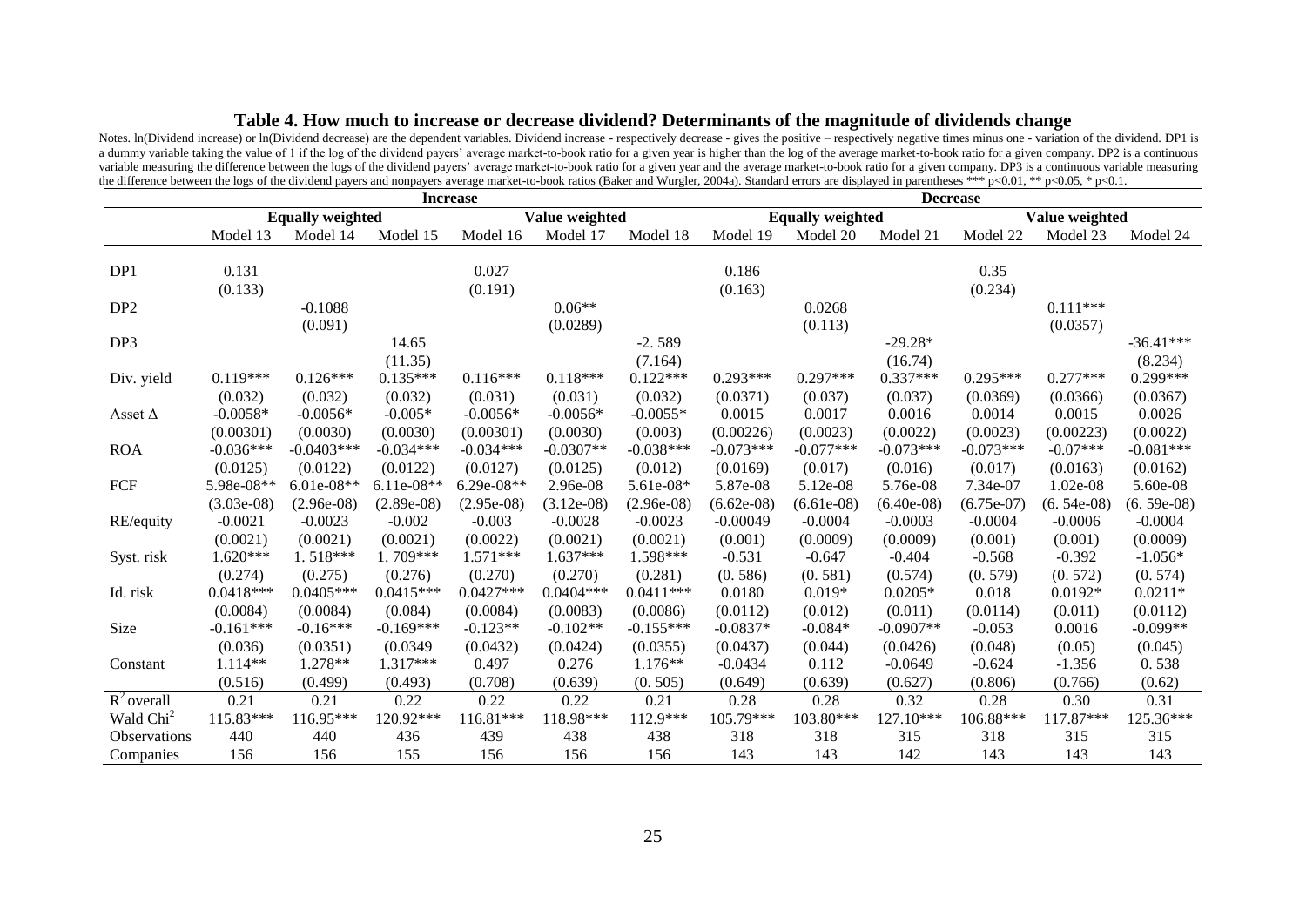## Table 4. How much to increase or decrease dividend? Determinants of the magnitude of dividends change

Notes. ln(Dividend increase) or ln(Dividend decrease) are the dependent variables. Dividend increase - respectively decrease - gives the positive – respectively negative times minus one - variation of the dividend. DP1 is a dummy variable taking the value of 1 if the log of the dividend payers' average market-to-book ratio for a given year is higher than the log of the average market-to-book ratio for a given company. DP2 is a continuous variable measuring the difference between the logs of the dividend payers' average market-to-book ratio for a given year and the average market-to-book ratio for a given company. DP3 is a continuous variable measuring the difference between the logs of the dividend payers and nonpayers average market-to-book ratios (Baker and Wurgler, 2004a). Standard errors are displayed in parentheses *** p<0.01, ** p<0.05, * p<0.1.

| | Increase | | | | | | Decrease | | | | | |
|---|---|---|---|---|---|---|---|---|---|---|---|---|
| | Equally weighted | | | Value weighted | | | Equally weighted | | | Value weighted | | |
| | Model 13 | Model 14 | Model 15 | Model 16 | Model 17 | Model 18 | Model 19 | Model 20 | Model 21 | Model 22 | Model 23 | Model 24 |
| DP1 | 0.131 | | | 0.027 | | | 0.186 | | | 0.35 | | |
| | (0.133) | | | (0.191) | | | (0.163) | | | (0.234) | | |
| DP2 | | -0.1088 | | | 0.06** | | | 0.0268 | | | 0.111*** | |
| | | (0.091) | | | (0.0289) | | | (0.113) | | | (0.0357) | |
| DP3 | | | 14.65 | | | -2. 589 | | | -29.28* | | | -36.41*** |
| | | | (11.35) | | | (7.164) | | | (16.74) | | | (8.234) |
| Div. yield | 0.119*** | 0.126*** | 0.135*** | 0.116*** | 0.118*** | 0.122*** | 0.293*** | 0.297*** | 0.337*** | 0.295*** | 0.277*** | 0.299*** |
| | (0.032) | (0.032) | (0.032) | (0.031) | (0.031) | (0.032) | (0.0371) | (0.037) | (0.037) | (0.0369) | (0.0366) | (0.0367) |
| Asset Δ | -0.0058* | -0.0056* | -0.005* | -0.0056* | -0.0056* | -0.0055* | 0.0015 | 0.0017 | 0.0016 | 0.0014 | 0.0015 | 0.0026 |
| | (0.00301) | (0.0030) | (0.0030) | (0.00301) | (0.0030) | (0.003) | (0.00226) | (0.0023) | (0.0022) | (0.0023) | (0.00223) | (0.0022) |
| ROA | -0.036*** | -0.0403*** | -0.034*** | -0.034*** | -0.0307** | -0.038*** | -0.073*** | -0.077*** | -0.073*** | -0.073*** | -0.07*** | -0.081*** |
| | (0.0125) | (0.0122) | (0.0122) | (0.0127) | (0.0125) | (0.012) | (0.0169) | (0.017) | (0.016) | (0.017) | (0.0163) | (0.0162) |
| FCF | 5.98e-08** | 6.01e-08** | 6.11e-08** | 6.29e-08** | 2.96e-08 | 5.61e-08* | 5.87e-08 | 5.12e-08 | 5.76e-08 | 7.34e-07 | 1.02e-08 | 5.60e-08 |
| | (3.03e-08) | (2.96e-08) | (2.89e-08) | (2.95e-08) | (3.12e-08) | (2.96e-08) | (6.62e-08) | (6.61e-08) | (6.40e-08) | (6.75e-07) | (6. 54e-08) | (6. 59e-08) |
| RE/equity | -0.0021 | -0.0023 | -0.002 | -0.003 | -0.0028 | -0.0023 | -0.00049 | -0.0004 | -0.0003 | -0.0004 | -0.0006 | -0.0004 |
| | (0.0021) | (0.0021) | (0.0021) | (0.0022) | (0.0021) | (0.0021) | (0.001) | (0.0009) | (0.0009) | (0.001) | (0.001) | (0.0009) |
| Syst. risk | 1.620*** | 1. 518*** | 1. 709*** | 1.571*** | 1.637*** | 1.598*** | -0.531 | -0.647 | -0.404 | -0.568 | -0.392 | -1.056* |
| | (0.274) | (0.275) | (0.276) | (0.270) | (0.270) | (0.281) | (0. 586) | (0. 581) | (0.574) | (0. 579) | (0. 572) | (0. 574) |
| Id. risk | 0.0418*** | 0.0405*** | 0.0415*** | 0.0427*** | 0.0404*** | 0.0411*** | 0.0180 | 0.019* | 0.0205* | 0.018 | 0.0192* | 0.0211* |
| | (0.0084) | (0.0084) | (0.084) | (0.0084) | (0.0083) | (0.0086) | (0.0112) | (0.012) | (0.011) | (0.0114) | (0.011) | (0.0112) |
| Size | -0.161*** | -0.16*** | -0.169*** | -0.123** | -0.102** | -0.155*** | -0.0837* | -0.084* | -0.0907** | -0.053 | 0.0016 | -0.099** |
| | (0.036) | (0.0351) | (0.0349 | (0.0432) | (0.0424) | (0.0355) | (0.0437) | (0.044) | (0.0426) | (0.048) | (0.05) | (0.045) |
| Constant | 1.114** | 1.278** | 1.317*** | 0.497 | 0.276 | 1.176** | -0.0434 | 0.112 | -0.0649 | -0.624 | -1.356 | 0. 538 |
| | (0.516) | (0.499) | (0.493) | (0.708) | (0.639) | (0. 505) | (0.649) | (0.639) | (0.627) | (0.806) | (0.766) | (0.62) |
| $R^2$ overall | 0.21 | 0.21 | 0.22 | 0.22 | 0.22 | 0.21 | 0.28 | 0.28 | 0.32 | 0.28 | 0.30 | 0.31 |
| Wald $Chi^2$ | 115.83*** | 116.95*** | 120.92*** | 116.81*** | 118.98*** | 112.9*** | 105.79*** | 103.80*** | 127.10*** | 106.88*** | 117.87*** | 125.36*** |
| Observations | 440 | 440 | 436 | 439 | 438 | 438 | 318 | 318 | 315 | 318 | 315 | 315 |
| Companies | 156 | 156 | 155 | 156 | 156 | 156 | 143 | 143 | 142 | 143 | 143 | 143 |